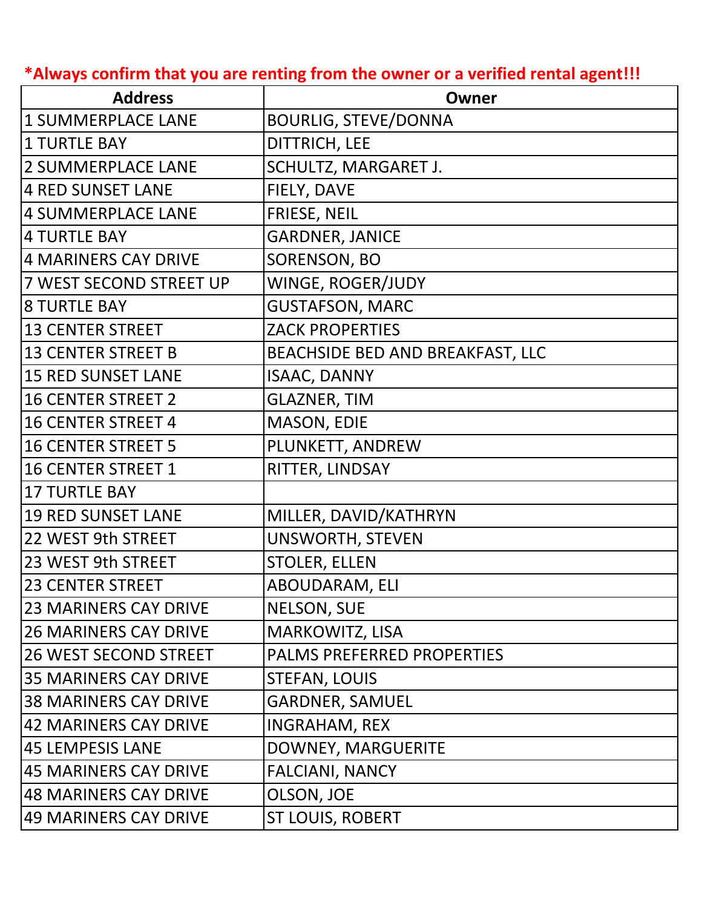**\*Always confirm that you are renting from the owner or a verified rental agent!!!**

| Address | Owner |
|---|---|
| 1 SUMMERPLACE LANE | BOURLIG, STEVE/DONNA |
| 1 TURTLE BAY | DITTRICH, LEE |
| 2 SUMMERPLACE LANE | SCHULTZ, MARGARET J. |
| 4 RED SUNSET LANE | FIELY, DAVE |
| 4 SUMMERPLACE LANE | FRIESE, NEIL |
| 4 TURTLE BAY | GARDNER, JANICE |
| 4 MARINERS CAY DRIVE | SORENSON, BO |
| 7 WEST SECOND STREET UP | WINGE, ROGER/JUDY |
| 8 TURTLE BAY | GUSTAFSON, MARC |
| 13 CENTER STREET | ZACK PROPERTIES |
| 13 CENTER STREET B | BEACHSIDE BED AND BREAKFAST, LLC |
| 15 RED SUNSET LANE | ISAAC, DANNY |
| 16 CENTER STREET 2 | GLAZNER, TIM |
| 16 CENTER STREET 4 | MASON, EDIE |
| 16 CENTER STREET 5 | PLUNKETT, ANDREW |
| 16 CENTER STREET 1 | RITTER, LINDSAY |
| 17 TURTLE BAY | |
| 19 RED SUNSET LANE | MILLER, DAVID/KATHRYN |
| 22 WEST 9th STREET | UNSWORTH, STEVEN |
| 23 WEST 9th STREET | STOLER, ELLEN |
| 23 CENTER STREET | ABOUDARAM, ELI |
| 23 MARINERS CAY DRIVE | NELSON, SUE |
| 26 MARINERS CAY DRIVE | MARKOWITZ, LISA |
| 26 WEST SECOND STREET | PALMS PREFERRED PROPERTIES |
| 35 MARINERS CAY DRIVE | STEFAN, LOUIS |
| 38 MARINERS CAY DRIVE | GARDNER, SAMUEL |
| 42 MARINERS CAY DRIVE | INGRAHAM, REX |
| 45 LEMPESIS LANE | DOWNEY, MARGUERITE |
| 45 MARINERS CAY DRIVE | FALCIANI, NANCY |
| 48 MARINERS CAY DRIVE | OLSON, JOE |
| 49 MARINERS CAY DRIVE | ST LOUIS, ROBERT |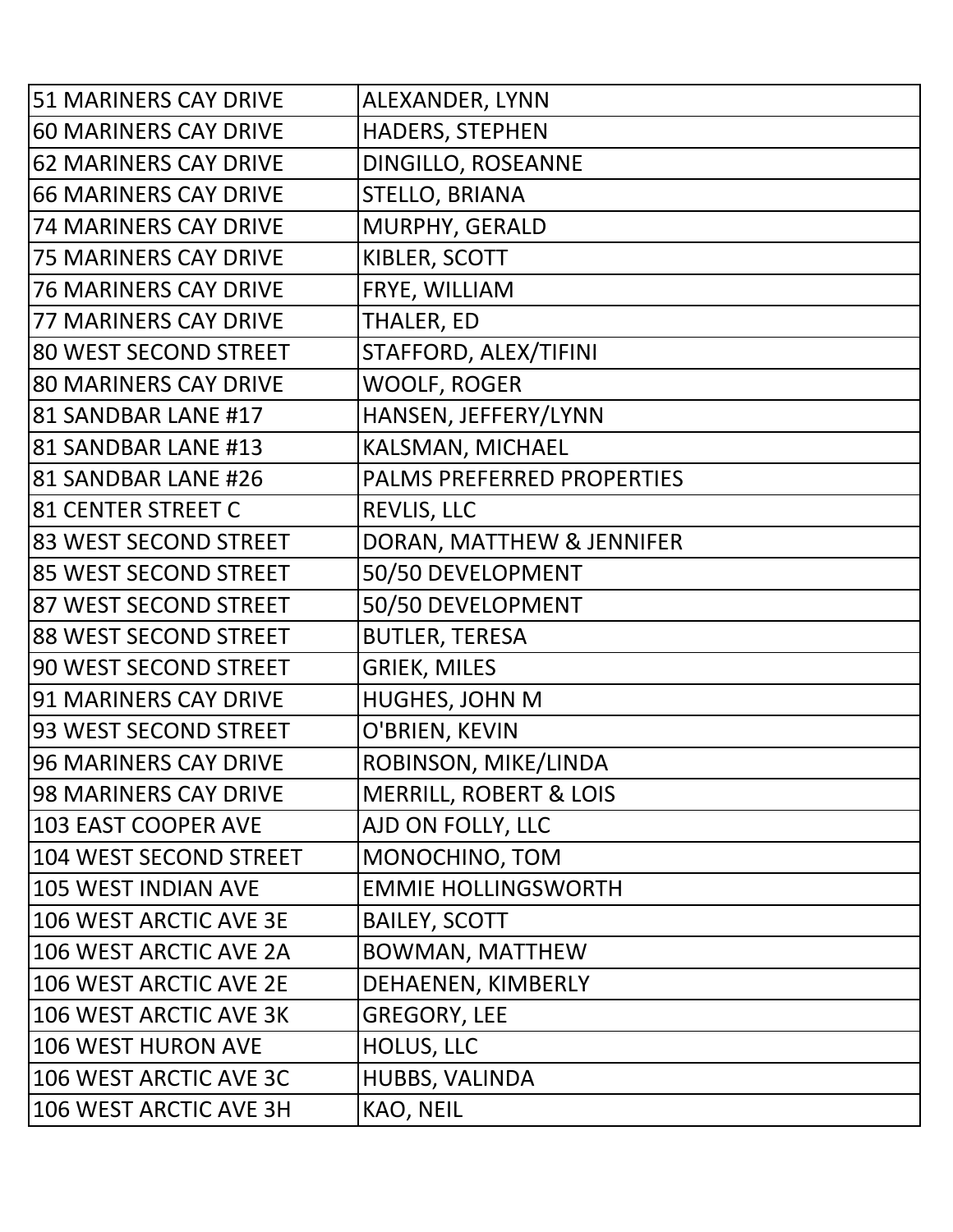| 51 MARINERS CAY DRIVE | ALEXANDER, LYNN |
|---|---|
| 60 MARINERS CAY DRIVE | HADERS, STEPHEN |
| 62 MARINERS CAY DRIVE | DINGILLO, ROSEANNE |
| 66 MARINERS CAY DRIVE | STELLO, BRIANA |
| 74 MARINERS CAY DRIVE | MURPHY, GERALD |
| 75 MARINERS CAY DRIVE | KIBLER, SCOTT |
| 76 MARINERS CAY DRIVE | FRYE, WILLIAM |
| 77 MARINERS CAY DRIVE | THALER, ED |
| 80 WEST SECOND STREET | STAFFORD, ALEX/TIFINI |
| 80 MARINERS CAY DRIVE | WOOLF, ROGER |
| 81 SANDBAR LANE #17 | HANSEN, JEFFERY/LYNN |
| 81 SANDBAR LANE #13 | KALSMAN, MICHAEL |
| 81 SANDBAR LANE #26 | PALMS PREFERRED PROPERTIES |
| 81 CENTER STREET C | REVLIS, LLC |
| 83 WEST SECOND STREET | DORAN, MATTHEW & JENNIFER |
| 85 WEST SECOND STREET | 50/50 DEVELOPMENT |
| 87 WEST SECOND STREET | 50/50 DEVELOPMENT |
| 88 WEST SECOND STREET | BUTLER, TERESA |
| 90 WEST SECOND STREET | GRIEK, MILES |
| 91 MARINERS CAY DRIVE | HUGHES, JOHN M |
| 93 WEST SECOND STREET | O'BRIEN, KEVIN |
| 96 MARINERS CAY DRIVE | ROBINSON, MIKE/LINDA |
| 98 MARINERS CAY DRIVE | MERRILL, ROBERT & LOIS |
| 103 EAST COOPER AVE | AJD ON FOLLY, LLC |
| 104 WEST SECOND STREET | MONOCHINO, TOM |
| 105 WEST INDIAN AVE | EMMIE HOLLINGSWORTH |
| 106 WEST ARCTIC AVE 3E | BAILEY, SCOTT |
| 106 WEST ARCTIC AVE 2A | BOWMAN, MATTHEW |
| 106 WEST ARCTIC AVE 2E | DEHAENEN, KIMBERLY |
| 106 WEST ARCTIC AVE 3K | GREGORY, LEE |
| 106 WEST HURON AVE | HOLUS, LLC |
| 106 WEST ARCTIC AVE 3C | HUBBS, VALINDA |
| 106 WEST ARCTIC AVE 3H | KAO, NEIL |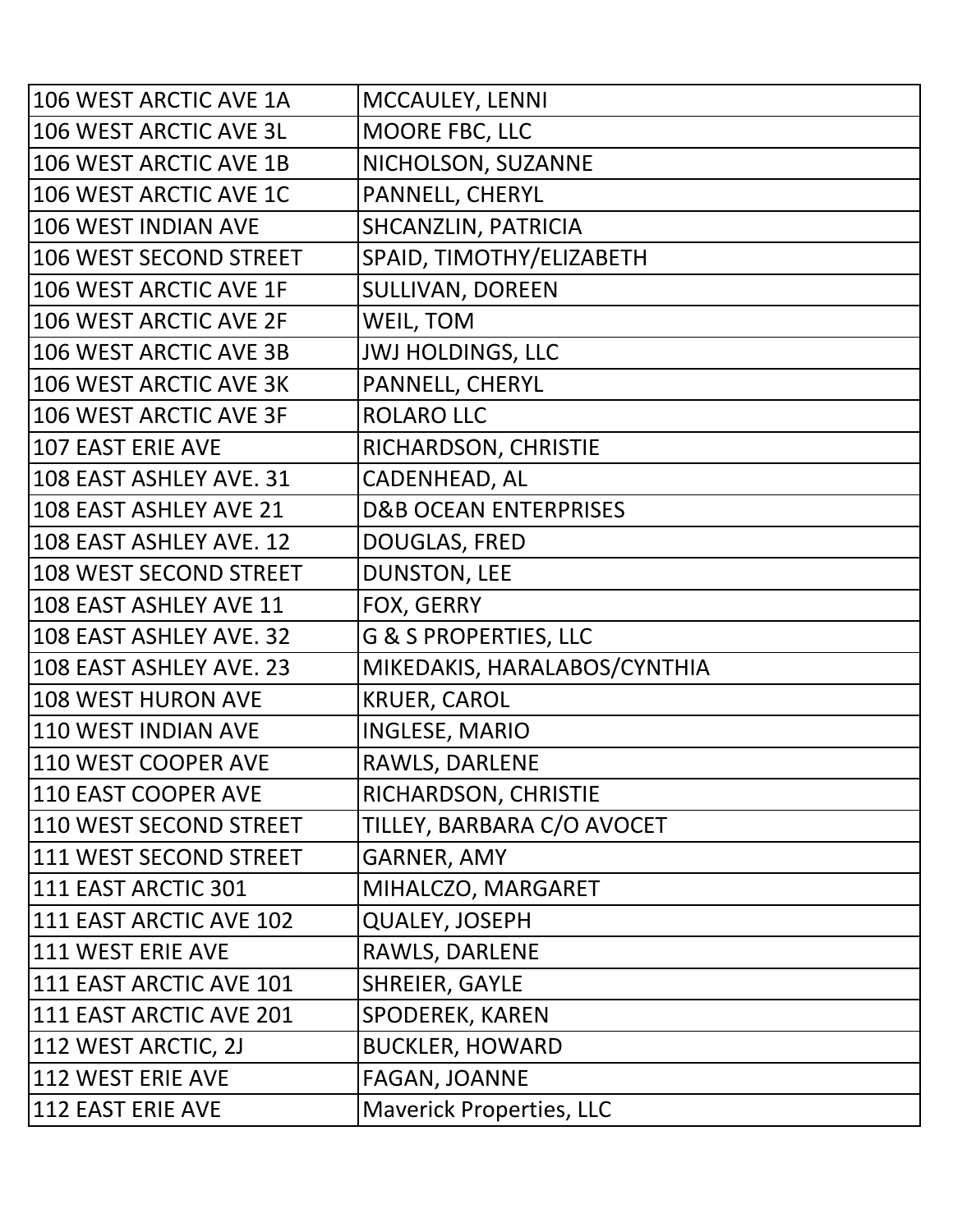| | |
|---|---|
| 106 WEST ARCTIC AVE 1A | MCCAULEY, LENNI |
| 106 WEST ARCTIC AVE 3L | MOORE FBC, LLC |
| 106 WEST ARCTIC AVE 1B | NICHOLSON, SUZANNE |
| 106 WEST ARCTIC AVE 1C | PANNELL, CHERYL |
| 106 WEST INDIAN AVE | SHCANZLIN, PATRICIA |
| 106 WEST SECOND STREET | SPAID, TIMOTHY/ELIZABETH |
| 106 WEST ARCTIC AVE 1F | SULLIVAN, DOREEN |
| 106 WEST ARCTIC AVE 2F | WEIL, TOM |
| 106 WEST ARCTIC AVE 3B | JWJ HOLDINGS, LLC |
| 106 WEST ARCTIC AVE 3K | PANNELL, CHERYL |
| 106 WEST ARCTIC AVE 3F | ROLARO LLC |
| 107 EAST ERIE AVE | RICHARDSON, CHRISTIE |
| 108 EAST ASHLEY AVE. 31 | CADENHEAD, AL |
| 108 EAST ASHLEY AVE 21 | D&B OCEAN ENTERPRISES |
| 108 EAST ASHLEY AVE. 12 | DOUGLAS, FRED |
| 108 WEST SECOND STREET | DUNSTON, LEE |
| 108 EAST ASHLEY AVE 11 | FOX, GERRY |
| 108 EAST ASHLEY AVE. 32 | G & S PROPERTIES, LLC |
| 108 EAST ASHLEY AVE. 23 | MIKEDAKIS, HARALABOS/CYNTHIA |
| 108 WEST HURON AVE | KRUER, CAROL |
| 110 WEST INDIAN AVE | INGLESE, MARIO |
| 110 WEST COOPER AVE | RAWLS, DARLENE |
| 110 EAST COOPER AVE | RICHARDSON, CHRISTIE |
| 110 WEST SECOND STREET | TILLEY, BARBARA C/O AVOCET |
| 111 WEST SECOND STREET | GARNER, AMY |
| 111 EAST ARCTIC 301 | MIHALCZO, MARGARET |
| 111 EAST ARCTIC AVE 102 | QUALEY, JOSEPH |
| 111 WEST ERIE AVE | RAWLS, DARLENE |
| 111 EAST ARCTIC AVE 101 | SHREIER, GAYLE |
| 111 EAST ARCTIC AVE 201 | SPODEREK, KAREN |
| 112 WEST ARCTIC, 2J | BUCKLER, HOWARD |
| 112 WEST ERIE AVE | FAGAN, JOANNE |
| 112 EAST ERIE AVE | Maverick Properties, LLC |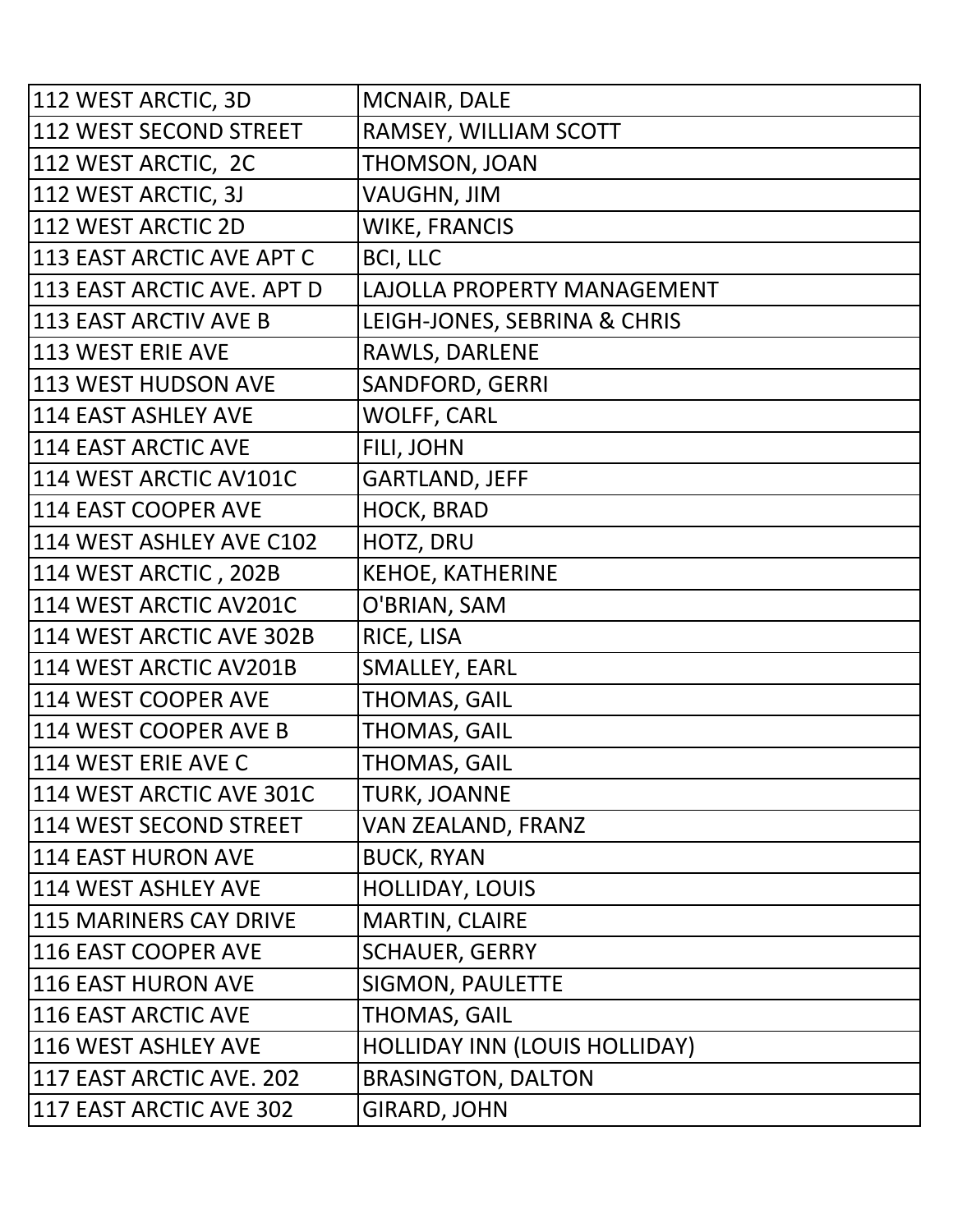| 112 WEST ARCTIC, 3D | MCNAIR, DALE |
|---|---|
| 112 WEST SECOND STREET | RAMSEY, WILLIAM SCOTT |
| 112 WEST ARCTIC,  2C | THOMSON, JOAN |
| 112 WEST ARCTIC, 3J | VAUGHN, JIM |
| 112 WEST ARCTIC 2D | WIKE, FRANCIS |
| 113 EAST ARCTIC AVE APT C | BCI, LLC |
| 113 EAST ARCTIC AVE. APT D | LAJOLLA PROPERTY MANAGEMENT |
| 113 EAST ARCTIV AVE B | LEIGH-JONES, SEBRINA & CHRIS |
| 113 WEST ERIE AVE | RAWLS, DARLENE |
| 113 WEST HUDSON AVE | SANDFORD, GERRI |
| 114 EAST ASHLEY AVE | WOLFF, CARL |
| 114 EAST ARCTIC AVE | FILI, JOHN |
| 114 WEST ARCTIC AV101C | GARTLAND, JEFF |
| 114 EAST COOPER AVE | HOCK, BRAD |
| 114 WEST ASHLEY AVE C102 | HOTZ, DRU |
| 114 WEST ARCTIC , 202B | KEHOE, KATHERINE |
| 114 WEST ARCTIC AV201C | O'BRIAN, SAM |
| 114 WEST ARCTIC AVE 302B | RICE, LISA |
| 114 WEST ARCTIC AV201B | SMALLEY, EARL |
| 114 WEST COOPER AVE | THOMAS, GAIL |
| 114 WEST COOPER AVE B | THOMAS, GAIL |
| 114 WEST ERIE AVE C | THOMAS, GAIL |
| 114 WEST ARCTIC AVE 301C | TURK, JOANNE |
| 114 WEST SECOND STREET | VAN ZEALAND, FRANZ |
| 114 EAST HURON AVE | BUCK, RYAN |
| 114 WEST ASHLEY AVE | HOLLIDAY, LOUIS |
| 115 MARINERS CAY DRIVE | MARTIN, CLAIRE |
| 116 EAST COOPER AVE | SCHAUER, GERRY |
| 116 EAST HURON AVE | SIGMON, PAULETTE |
| 116 EAST ARCTIC AVE | THOMAS, GAIL |
| 116 WEST ASHLEY AVE | HOLLIDAY INN (LOUIS HOLLIDAY) |
| 117 EAST ARCTIC AVE. 202 | BRASINGTON, DALTON |
| 117 EAST ARCTIC AVE 302 | GIRARD, JOHN |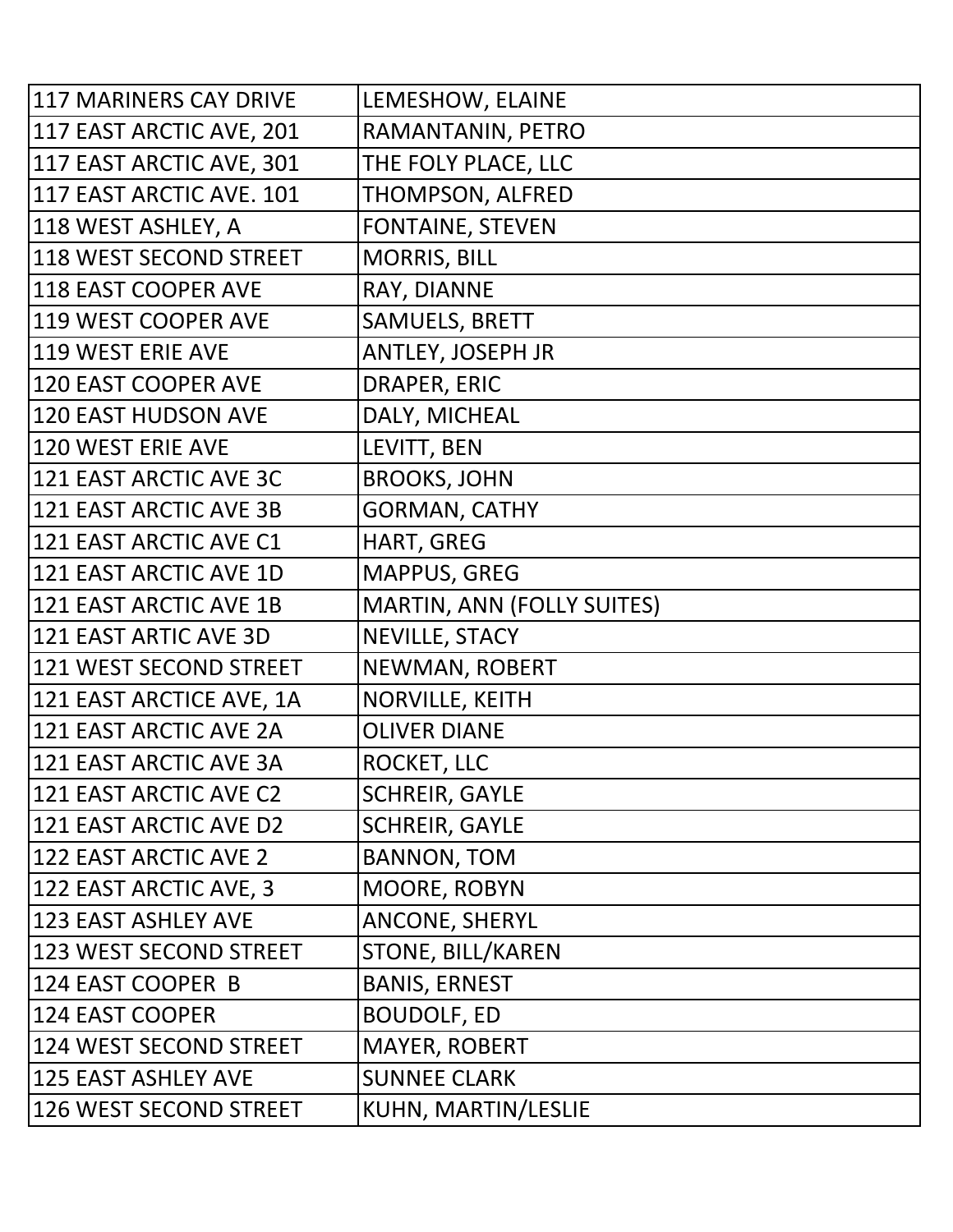| 117 MARINERS CAY DRIVE | LEMESHOW, ELAINE |
|---|---|
| 117 EAST ARCTIC AVE, 201 | RAMANTANIN, PETRO |
| 117 EAST ARCTIC AVE, 301 | THE FOLY PLACE, LLC |
| 117 EAST ARCTIC AVE. 101 | THOMPSON, ALFRED |
| 118 WEST ASHLEY, A | FONTAINE, STEVEN |
| 118 WEST SECOND STREET | MORRIS, BILL |
| 118 EAST COOPER AVE | RAY, DIANNE |
| 119 WEST COOPER AVE | SAMUELS, BRETT |
| 119 WEST ERIE AVE | ANTLEY, JOSEPH JR |
| 120 EAST COOPER AVE | DRAPER, ERIC |
| 120 EAST HUDSON AVE | DALY, MICHEAL |
| 120 WEST ERIE AVE | LEVITT, BEN |
| 121 EAST ARCTIC AVE 3C | BROOKS, JOHN |
| 121 EAST ARCTIC AVE 3B | GORMAN, CATHY |
| 121 EAST ARCTIC AVE C1 | HART, GREG |
| 121 EAST ARCTIC AVE 1D | MAPPUS, GREG |
| 121 EAST ARCTIC AVE 1B | MARTIN, ANN (FOLLY SUITES) |
| 121 EAST ARTIC AVE 3D | NEVILLE, STACY |
| 121 WEST SECOND STREET | NEWMAN, ROBERT |
| 121 EAST ARCTICE AVE, 1A | NORVILLE, KEITH |
| 121 EAST ARCTIC AVE 2A | OLIVER DIANE |
| 121 EAST ARCTIC AVE 3A | ROCKET, LLC |
| 121 EAST ARCTIC AVE C2 | SCHREIR, GAYLE |
| 121 EAST ARCTIC AVE D2 | SCHREIR, GAYLE |
| 122 EAST ARCTIC AVE 2 | BANNON, TOM |
| 122 EAST ARCTIC AVE, 3 | MOORE, ROBYN |
| 123 EAST ASHLEY AVE | ANCONE, SHERYL |
| 123 WEST SECOND STREET | STONE, BILL/KAREN |
| 124 EAST COOPER B | BANIS, ERNEST |
| 124 EAST COOPER | BOUDOLF, ED |
| 124 WEST SECOND STREET | MAYER, ROBERT |
| 125 EAST ASHLEY AVE | SUNNEE CLARK |
| 126 WEST SECOND STREET | KUHN, MARTIN/LESLIE |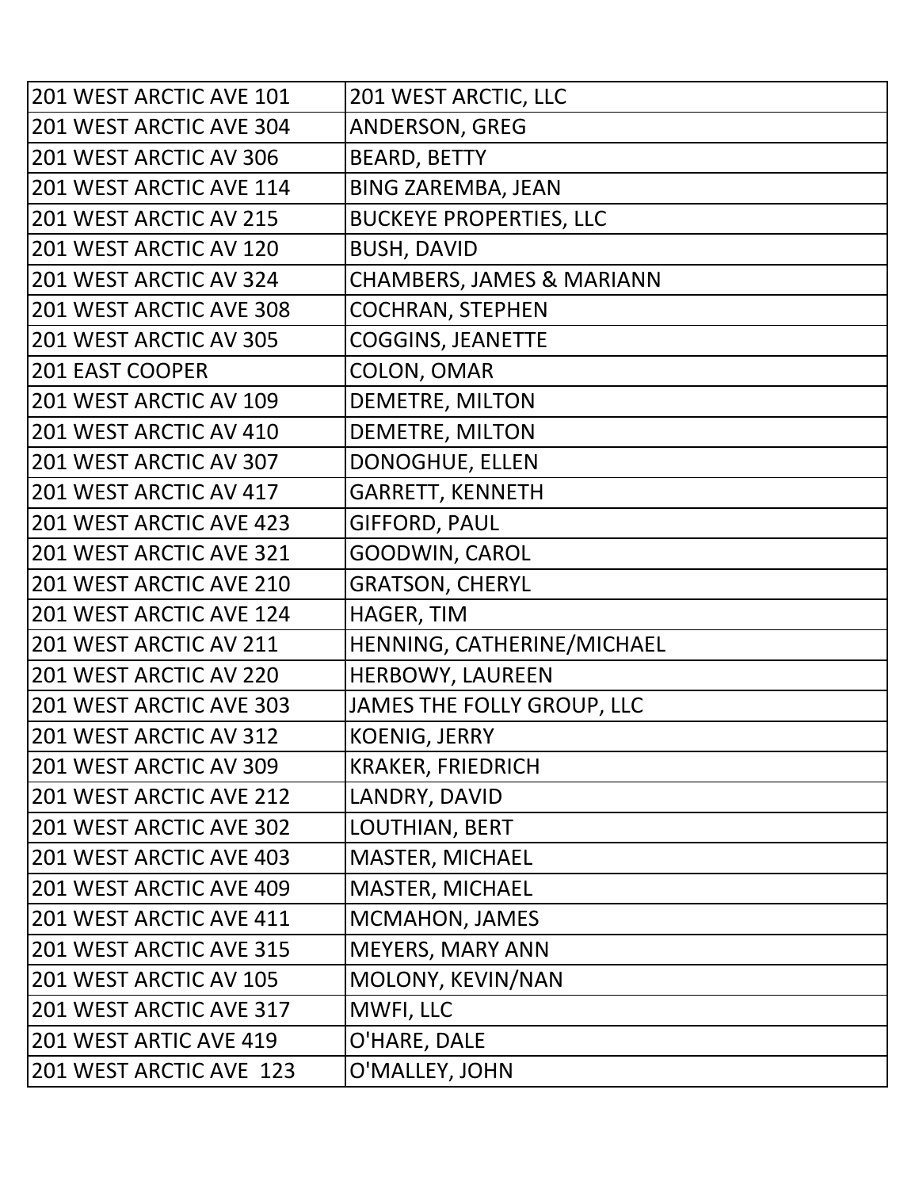| | |
|---|---|
| 201 WEST ARCTIC AVE 101 | 201 WEST ARCTIC, LLC |
| 201 WEST ARCTIC AVE 304 | ANDERSON, GREG |
| 201 WEST ARCTIC AV 306 | BEARD, BETTY |
| 201 WEST ARCTIC AVE 114 | BING ZAREMBA, JEAN |
| 201 WEST ARCTIC AV 215 | BUCKEYE PROPERTIES, LLC |
| 201 WEST ARCTIC AV 120 | BUSH, DAVID |
| 201 WEST ARCTIC AV 324 | CHAMBERS, JAMES & MARIANN |
| 201 WEST ARCTIC AVE 308 | COCHRAN, STEPHEN |
| 201 WEST ARCTIC AV 305 | COGGINS, JEANETTE |
| 201 EAST COOPER | COLON, OMAR |
| 201 WEST ARCTIC AV 109 | DEMETRE, MILTON |
| 201 WEST ARCTIC AV 410 | DEMETRE, MILTON |
| 201 WEST ARCTIC AV 307 | DONOGHUE, ELLEN |
| 201 WEST ARCTIC AV 417 | GARRETT, KENNETH |
| 201 WEST ARCTIC AVE 423 | GIFFORD, PAUL |
| 201 WEST ARCTIC AVE 321 | GOODWIN, CAROL |
| 201 WEST ARCTIC AVE 210 | GRATSON, CHERYL |
| 201 WEST ARCTIC AVE 124 | HAGER, TIM |
| 201 WEST ARCTIC AV 211 | HENNING, CATHERINE/MICHAEL |
| 201 WEST ARCTIC AV 220 | HERBOWY, LAUREEN |
| 201 WEST ARCTIC AVE 303 | JAMES THE FOLLY GROUP, LLC |
| 201 WEST ARCTIC AV 312 | KOENIG, JERRY |
| 201 WEST ARCTIC AV 309 | KRAKER, FRIEDRICH |
| 201 WEST ARCTIC AVE 212 | LANDRY, DAVID |
| 201 WEST ARCTIC AVE 302 | LOUTHIAN, BERT |
| 201 WEST ARCTIC AVE 403 | MASTER, MICHAEL |
| 201 WEST ARCTIC AVE 409 | MASTER, MICHAEL |
| 201 WEST ARCTIC AVE 411 | MCMAHON, JAMES |
| 201 WEST ARCTIC AVE 315 | MEYERS, MARY ANN |
| 201 WEST ARCTIC AV 105 | MOLONY, KEVIN/NAN |
| 201 WEST ARCTIC AVE 317 | MWFI, LLC |
| 201 WEST ARTIC AVE 419 | O'HARE, DALE |
| 201 WEST ARCTIC AVE 123 | O'MALLEY, JOHN |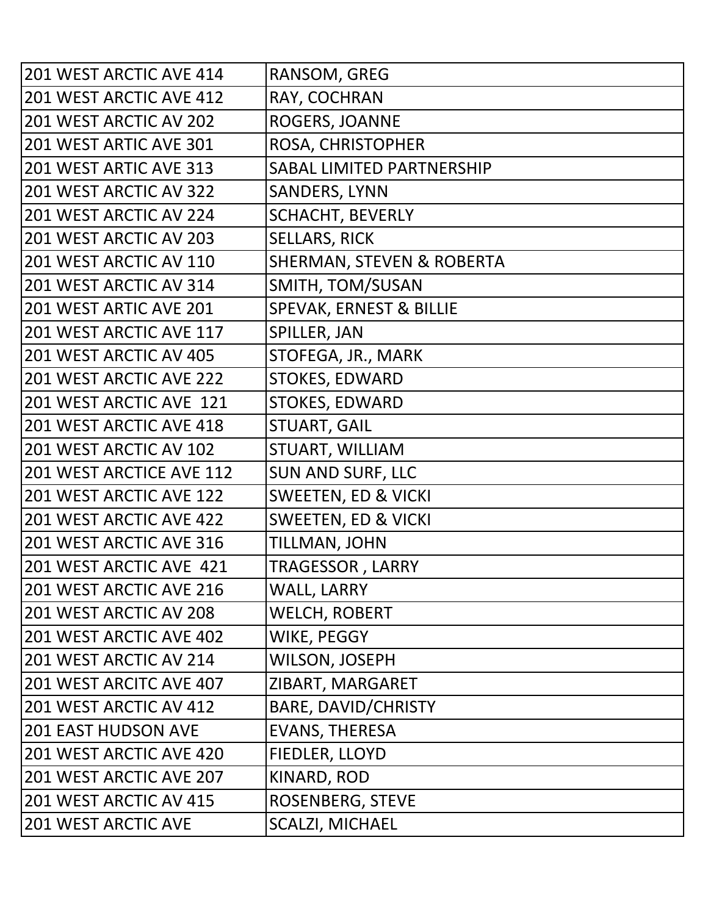| 201 WEST ARCTIC AVE 414 | RANSOM, GREG |
|---|---|
| 201 WEST ARCTIC AVE 412 | RAY, COCHRAN |
| 201 WEST ARCTIC AV 202 | ROGERS, JOANNE |
| 201 WEST ARTIC AVE 301 | ROSA, CHRISTOPHER |
| 201 WEST ARTIC AVE 313 | SABAL LIMITED PARTNERSHIP |
| 201 WEST ARCTIC AV 322 | SANDERS, LYNN |
| 201 WEST ARCTIC AV 224 | SCHACHT, BEVERLY |
| 201 WEST ARCTIC AV 203 | SELLARS, RICK |
| 201 WEST ARCTIC AV 110 | SHERMAN, STEVEN & ROBERTA |
| 201 WEST ARCTIC AV 314 | SMITH, TOM/SUSAN |
| 201 WEST ARTIC AVE 201 | SPEVAK, ERNEST & BILLIE |
| 201 WEST ARCTIC AVE 117 | SPILLER, JAN |
| 201 WEST ARCTIC AV 405 | STOFEGA, JR., MARK |
| 201 WEST ARCTIC AVE 222 | STOKES, EDWARD |
| 201 WEST ARCTIC AVE  121 | STOKES, EDWARD |
| 201 WEST ARCTIC AVE 418 | STUART, GAIL |
| 201 WEST ARCTIC AV 102 | STUART, WILLIAM |
| 201 WEST ARCTICE AVE 112 | SUN AND SURF, LLC |
| 201 WEST ARCTIC AVE 122 | SWEETEN, ED & VICKI |
| 201 WEST ARCTIC AVE 422 | SWEETEN, ED & VICKI |
| 201 WEST ARCTIC AVE 316 | TILLMAN, JOHN |
| 201 WEST ARCTIC AVE  421 | TRAGESSOR , LARRY |
| 201 WEST ARCTIC AVE 216 | WALL, LARRY |
| 201 WEST ARCTIC AV 208 | WELCH, ROBERT |
| 201 WEST ARCTIC AVE 402 | WIKE, PEGGY |
| 201 WEST ARCTIC AV 214 | WILSON, JOSEPH |
| 201 WEST ARCITC AVE 407 | ZIBART, MARGARET |
| 201 WEST ARCTIC AV 412 | BARE, DAVID/CHRISTY |
| 201 EAST HUDSON AVE | EVANS, THERESA |
| 201 WEST ARCTIC AVE 420 | FIEDLER, LLOYD |
| 201 WEST ARCTIC AVE 207 | KINARD, ROD |
| 201 WEST ARCTIC AV 415 | ROSENBERG, STEVE |
| 201 WEST ARCTIC AVE | SCALZI, MICHAEL |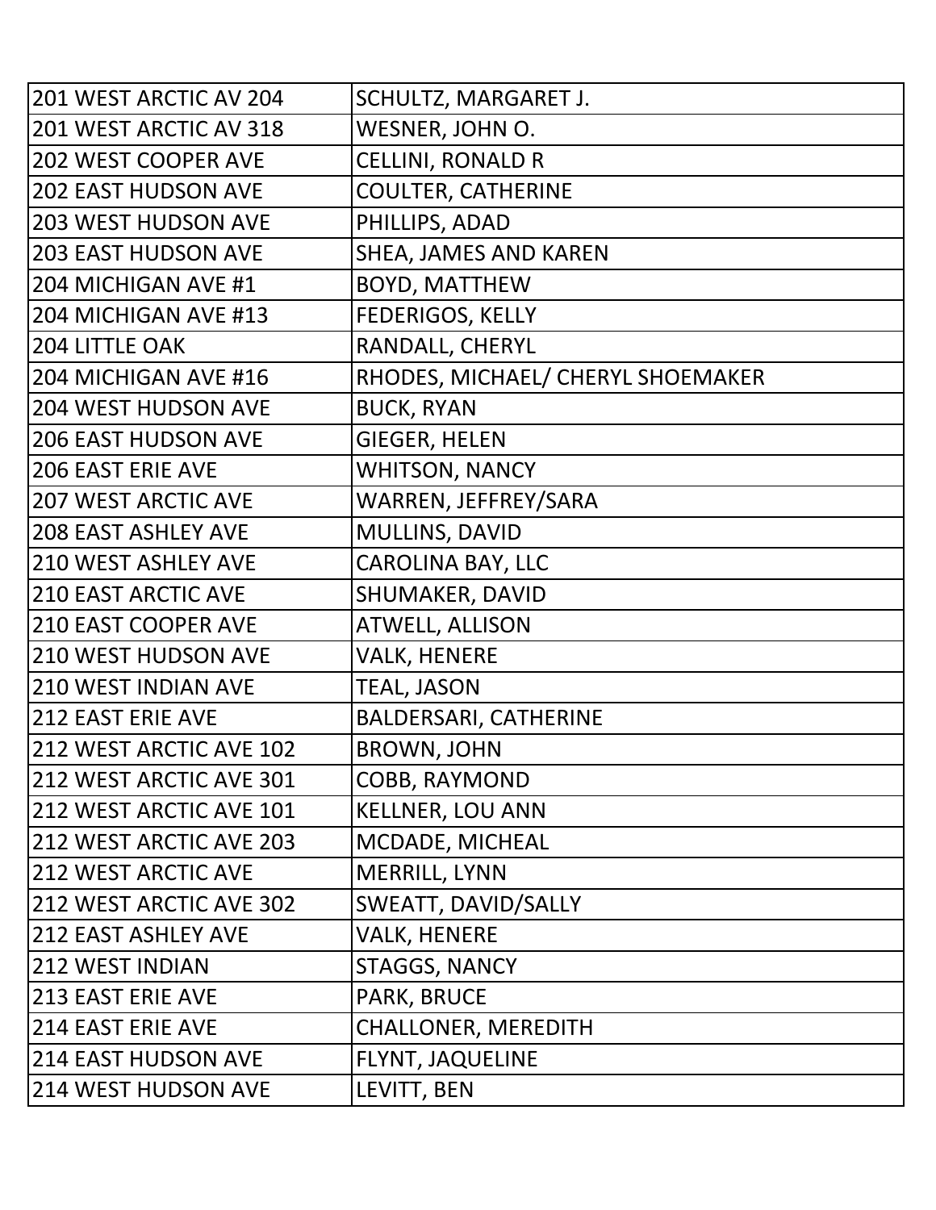| | |
|---|---|
| 201 WEST ARCTIC AV 204 | SCHULTZ, MARGARET J. |
| 201 WEST ARCTIC AV 318 | WESNER, JOHN O. |
| 202 WEST COOPER AVE | CELLINI, RONALD R |
| 202 EAST HUDSON AVE | COULTER, CATHERINE |
| 203 WEST HUDSON AVE | PHILLIPS, ADAD |
| 203 EAST HUDSON AVE | SHEA, JAMES AND KAREN |
| 204 MICHIGAN AVE #1 | BOYD, MATTHEW |
| 204 MICHIGAN AVE #13 | FEDERIGOS, KELLY |
| 204 LITTLE OAK | RANDALL, CHERYL |
| 204 MICHIGAN AVE #16 | RHODES, MICHAEL/ CHERYL SHOEMAKER |
| 204 WEST HUDSON AVE | BUCK, RYAN |
| 206 EAST HUDSON AVE | GIEGER, HELEN |
| 206 EAST ERIE AVE | WHITSON, NANCY |
| 207 WEST ARCTIC AVE | WARREN, JEFFREY/SARA |
| 208 EAST ASHLEY AVE | MULLINS, DAVID |
| 210 WEST ASHLEY AVE | CAROLINA BAY, LLC |
| 210 EAST ARCTIC AVE | SHUMAKER, DAVID |
| 210 EAST COOPER AVE | ATWELL, ALLISON |
| 210 WEST HUDSON AVE | VALK, HENERE |
| 210 WEST INDIAN AVE | TEAL, JASON |
| 212 EAST ERIE AVE | BALDERSARI, CATHERINE |
| 212 WEST ARCTIC AVE 102 | BROWN, JOHN |
| 212 WEST ARCTIC AVE 301 | COBB, RAYMOND |
| 212 WEST ARCTIC AVE 101 | KELLNER, LOU ANN |
| 212 WEST ARCTIC AVE 203 | MCDADE, MICHEAL |
| 212 WEST ARCTIC AVE | MERRILL, LYNN |
| 212 WEST ARCTIC AVE 302 | SWEATT, DAVID/SALLY |
| 212 EAST ASHLEY AVE | VALK, HENERE |
| 212 WEST INDIAN | STAGGS, NANCY |
| 213 EAST ERIE AVE | PARK, BRUCE |
| 214 EAST ERIE AVE | CHALLONER, MEREDITH |
| 214 EAST HUDSON AVE | FLYNT, JAQUELINE |
| 214 WEST HUDSON AVE | LEVITT, BEN |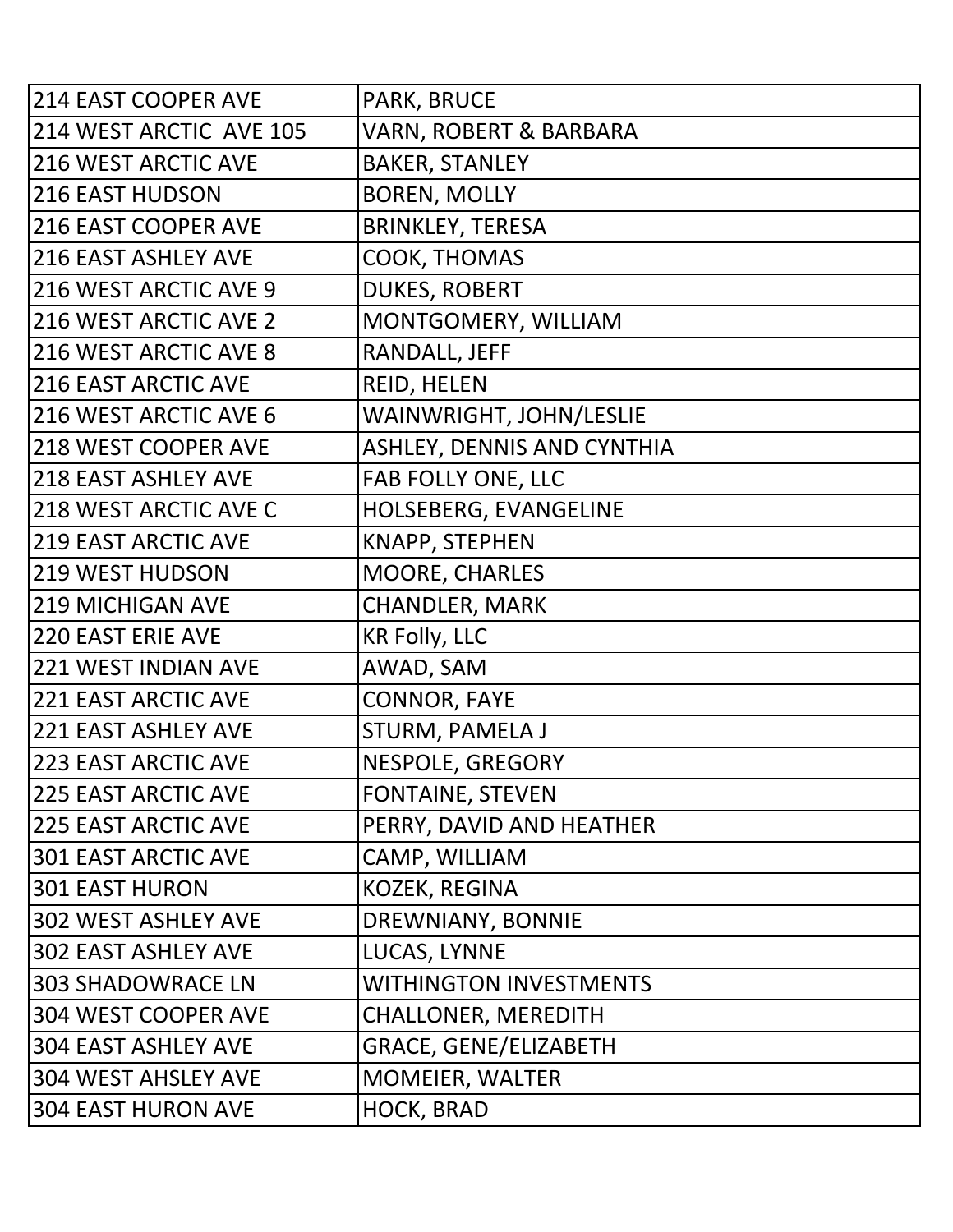| 214 EAST COOPER AVE | PARK, BRUCE |
|---|---|
| 214 WEST ARCTIC  AVE 105 | VARN, ROBERT & BARBARA |
| 216 WEST ARCTIC AVE | BAKER, STANLEY |
| 216 EAST HUDSON | BOREN, MOLLY |
| 216 EAST COOPER AVE | BRINKLEY, TERESA |
| 216 EAST ASHLEY AVE | COOK, THOMAS |
| 216 WEST ARCTIC AVE 9 | DUKES, ROBERT |
| 216 WEST ARCTIC AVE 2 | MONTGOMERY, WILLIAM |
| 216 WEST ARCTIC AVE 8 | RANDALL, JEFF |
| 216 EAST ARCTIC AVE | REID, HELEN |
| 216 WEST ARCTIC AVE 6 | WAINWRIGHT, JOHN/LESLIE |
| 218 WEST COOPER AVE | ASHLEY, DENNIS AND CYNTHIA |
| 218 EAST ASHLEY AVE | FAB FOLLY ONE, LLC |
| 218 WEST ARCTIC AVE C | HOLSEBERG, EVANGELINE |
| 219 EAST ARCTIC AVE | KNAPP, STEPHEN |
| 219 WEST HUDSON | MOORE, CHARLES |
| 219 MICHIGAN AVE | CHANDLER, MARK |
| 220 EAST ERIE AVE | KR Folly, LLC |
| 221 WEST INDIAN AVE | AWAD, SAM |
| 221 EAST ARCTIC AVE | CONNOR, FAYE |
| 221 EAST ASHLEY AVE | STURM, PAMELA J |
| 223 EAST ARCTIC AVE | NESPOLE, GREGORY |
| 225 EAST ARCTIC AVE | FONTAINE, STEVEN |
| 225 EAST ARCTIC AVE | PERRY, DAVID AND HEATHER |
| 301 EAST ARCTIC AVE | CAMP, WILLIAM |
| 301 EAST HURON | KOZEK, REGINA |
| 302 WEST ASHLEY AVE | DREWNIANY, BONNIE |
| 302 EAST ASHLEY AVE | LUCAS, LYNNE |
| 303 SHADOWRACE LN | WITHINGTON INVESTMENTS |
| 304 WEST COOPER AVE | CHALLONER, MEREDITH |
| 304 EAST ASHLEY AVE | GRACE, GENE/ELIZABETH |
| 304 WEST AHSLEY AVE | MOMEIER, WALTER |
| 304 EAST HURON AVE | HOCK, BRAD |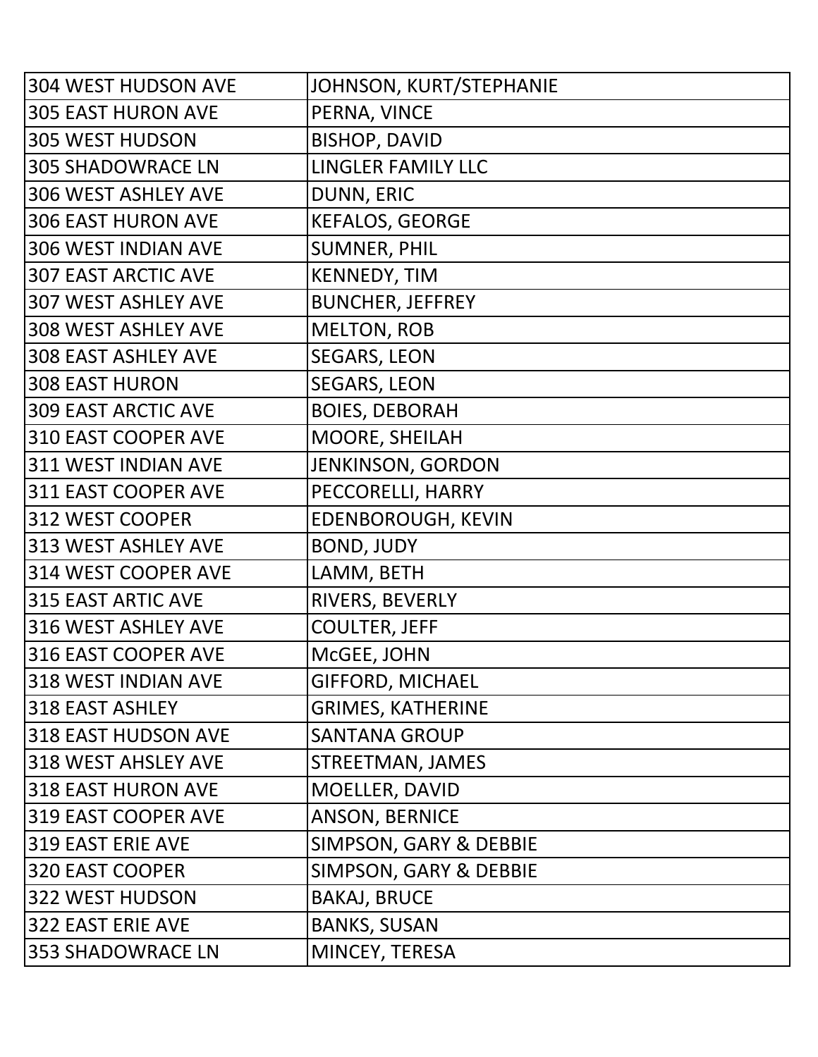| | |
|---|---|
| 304 WEST HUDSON AVE | JOHNSON, KURT/STEPHANIE |
| 305 EAST HURON AVE | PERNA, VINCE |
| 305 WEST HUDSON | BISHOP, DAVID |
| 305 SHADOWRACE LN | LINGLER FAMILY LLC |
| 306 WEST ASHLEY AVE | DUNN, ERIC |
| 306 EAST HURON AVE | KEFALOS, GEORGE |
| 306 WEST INDIAN AVE | SUMNER, PHIL |
| 307 EAST ARCTIC AVE | KENNEDY, TIM |
| 307 WEST ASHLEY AVE | BUNCHER, JEFFREY |
| 308 WEST ASHLEY AVE | MELTON, ROB |
| 308 EAST ASHLEY AVE | SEGARS, LEON |
| 308 EAST HURON | SEGARS, LEON |
| 309 EAST ARCTIC AVE | BOIES, DEBORAH |
| 310 EAST COOPER AVE | MOORE, SHEILAH |
| 311 WEST INDIAN AVE | JENKINSON, GORDON |
| 311 EAST COOPER AVE | PECCORELLI, HARRY |
| 312 WEST COOPER | EDENBOROUGH, KEVIN |
| 313 WEST ASHLEY AVE | BOND, JUDY |
| 314 WEST COOPER AVE | LAMM, BETH |
| 315 EAST ARTIC AVE | RIVERS, BEVERLY |
| 316 WEST ASHLEY AVE | COULTER, JEFF |
| 316 EAST COOPER AVE | McGEE, JOHN |
| 318 WEST INDIAN AVE | GIFFORD, MICHAEL |
| 318 EAST ASHLEY | GRIMES, KATHERINE |
| 318 EAST HUDSON AVE | SANTANA GROUP |
| 318 WEST AHSLEY AVE | STREETMAN, JAMES |
| 318 EAST HURON AVE | MOELLER, DAVID |
| 319 EAST COOPER AVE | ANSON, BERNICE |
| 319 EAST ERIE AVE | SIMPSON, GARY & DEBBIE |
| 320 EAST COOPER | SIMPSON, GARY & DEBBIE |
| 322 WEST HUDSON | BAKAJ, BRUCE |
| 322 EAST ERIE AVE | BANKS, SUSAN |
| 353 SHADOWRACE LN | MINCEY, TERESA |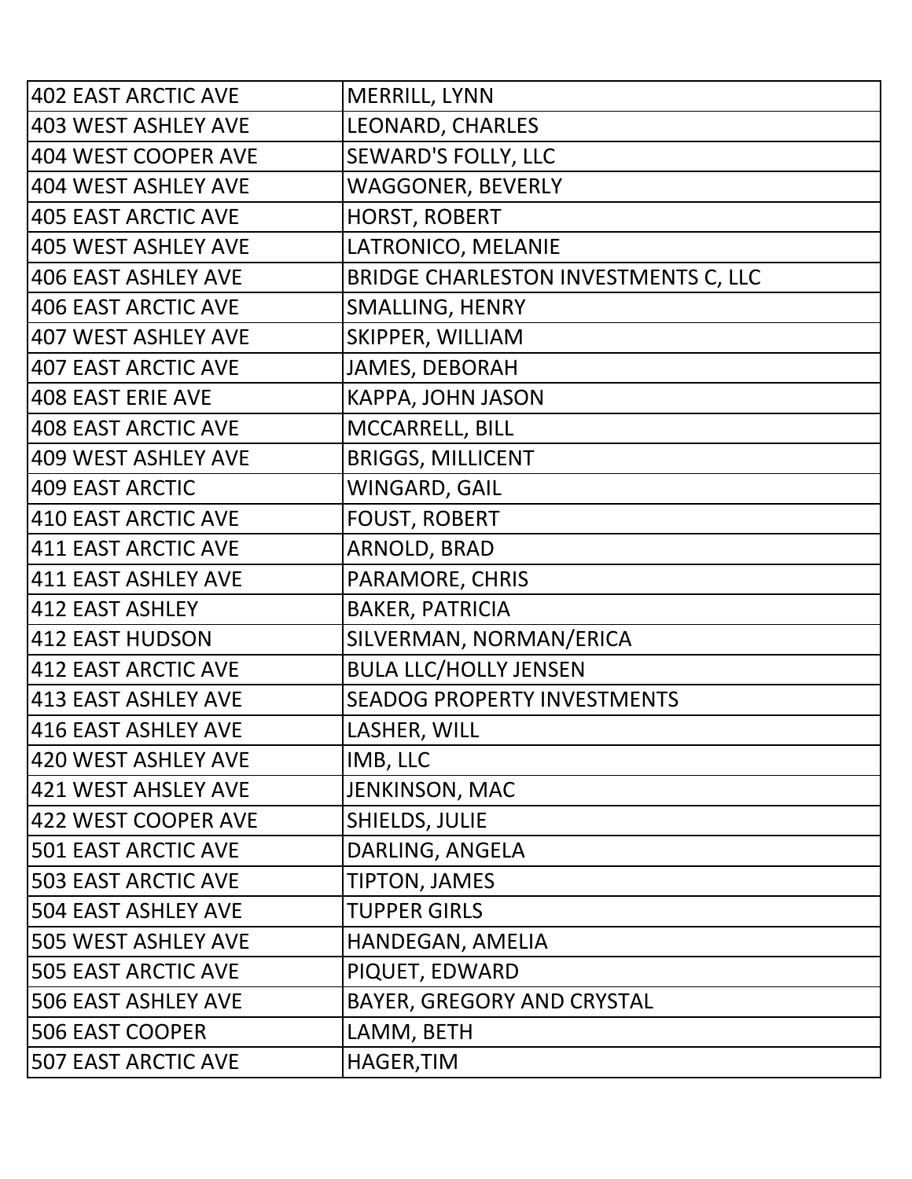| | |
|---|---|
| 402 EAST ARCTIC AVE | MERRILL, LYNN |
| 403 WEST ASHLEY AVE | LEONARD, CHARLES |
| 404 WEST COOPER AVE | SEWARD'S FOLLY, LLC |
| 404 WEST ASHLEY AVE | WAGGONER, BEVERLY |
| 405 EAST ARCTIC AVE | HORST, ROBERT |
| 405 WEST ASHLEY AVE | LATRONICO, MELANIE |
| 406 EAST ASHLEY AVE | BRIDGE CHARLESTON INVESTMENTS C, LLC |
| 406 EAST ARCTIC AVE | SMALLING, HENRY |
| 407 WEST ASHLEY AVE | SKIPPER, WILLIAM |
| 407 EAST ARCTIC AVE | JAMES, DEBORAH |
| 408 EAST ERIE AVE | KAPPA, JOHN JASON |
| 408 EAST ARCTIC AVE | MCCARRELL, BILL |
| 409 WEST ASHLEY AVE | BRIGGS, MILLICENT |
| 409 EAST ARCTIC | WINGARD, GAIL |
| 410 EAST ARCTIC AVE | FOUST, ROBERT |
| 411 EAST ARCTIC AVE | ARNOLD, BRAD |
| 411 EAST ASHLEY AVE | PARAMORE, CHRIS |
| 412 EAST ASHLEY | BAKER, PATRICIA |
| 412 EAST HUDSON | SILVERMAN, NORMAN/ERICA |
| 412 EAST ARCTIC AVE | BULA LLC/HOLLY JENSEN |
| 413 EAST ASHLEY AVE | SEADOG PROPERTY INVESTMENTS |
| 416 EAST ASHLEY AVE | LASHER, WILL |
| 420 WEST ASHLEY AVE | IMB, LLC |
| 421 WEST AHSLEY AVE | JENKINSON, MAC |
| 422 WEST COOPER AVE | SHIELDS, JULIE |
| 501 EAST ARCTIC AVE | DARLING, ANGELA |
| 503 EAST ARCTIC AVE | TIPTON, JAMES |
| 504 EAST ASHLEY AVE | TUPPER GIRLS |
| 505 WEST ASHLEY AVE | HANDEGAN, AMELIA |
| 505 EAST ARCTIC AVE | PIQUET, EDWARD |
| 506 EAST ASHLEY AVE | BAYER, GREGORY AND CRYSTAL |
| 506 EAST COOPER | LAMM, BETH |
| 507 EAST ARCTIC AVE | HAGER,TIM |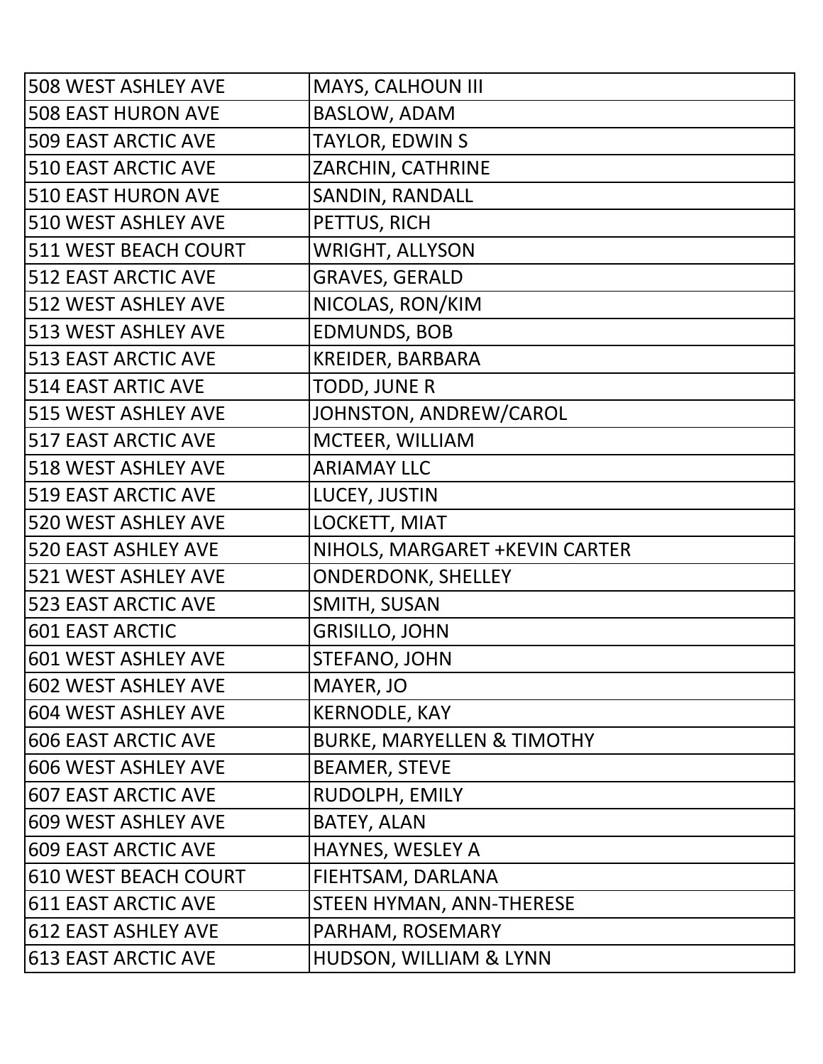| | |
|---|---|
| 508 WEST ASHLEY AVE | MAYS, CALHOUN III |
| 508 EAST HURON AVE | BASLOW, ADAM |
| 509 EAST ARCTIC AVE | TAYLOR, EDWIN S |
| 510 EAST ARCTIC AVE | ZARCHIN, CATHRINE |
| 510 EAST HURON AVE | SANDIN, RANDALL |
| 510 WEST ASHLEY AVE | PETTUS, RICH |
| 511 WEST BEACH COURT | WRIGHT, ALLYSON |
| 512 EAST ARCTIC AVE | GRAVES, GERALD |
| 512 WEST ASHLEY AVE | NICOLAS, RON/KIM |
| 513 WEST ASHLEY AVE | EDMUNDS, BOB |
| 513 EAST ARCTIC AVE | KREIDER, BARBARA |
| 514 EAST ARTIC AVE | TODD, JUNE R |
| 515 WEST ASHLEY AVE | JOHNSTON, ANDREW/CAROL |
| 517 EAST ARCTIC AVE | MCTEER, WILLIAM |
| 518 WEST ASHLEY AVE | ARIAMAY LLC |
| 519 EAST ARCTIC AVE | LUCEY, JUSTIN |
| 520 WEST ASHLEY AVE | LOCKETT, MIAT |
| 520 EAST ASHLEY AVE | NIHOLS, MARGARET +KEVIN CARTER |
| 521 WEST ASHLEY AVE | ONDERDONK, SHELLEY |
| 523 EAST ARCTIC AVE | SMITH, SUSAN |
| 601 EAST ARCTIC | GRISILLO, JOHN |
| 601 WEST ASHLEY AVE | STEFANO, JOHN |
| 602 WEST ASHLEY AVE | MAYER, JO |
| 604 WEST ASHLEY AVE | KERNODLE, KAY |
| 606 EAST ARCTIC AVE | BURKE, MARYELLEN & TIMOTHY |
| 606 WEST ASHLEY AVE | BEAMER, STEVE |
| 607 EAST ARCTIC AVE | RUDOLPH, EMILY |
| 609 WEST ASHLEY AVE | BATEY, ALAN |
| 609 EAST ARCTIC AVE | HAYNES, WESLEY A |
| 610 WEST BEACH COURT | FIEHTSAM, DARLANA |
| 611 EAST ARCTIC AVE | STEEN HYMAN, ANN-THERESE |
| 612 EAST ASHLEY AVE | PARHAM, ROSEMARY |
| 613 EAST ARCTIC AVE | HUDSON, WILLIAM & LYNN |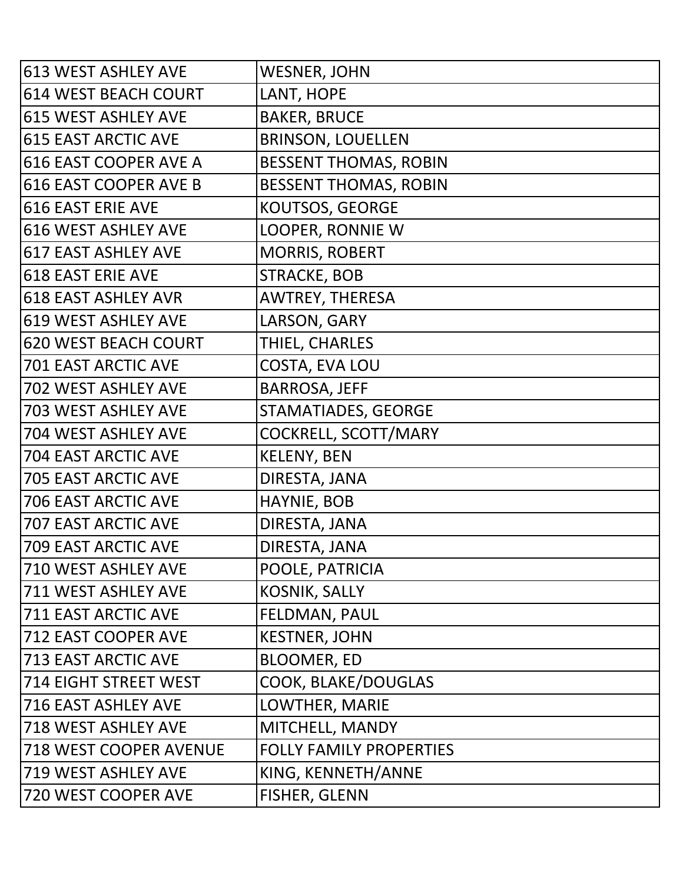| 613 WEST ASHLEY AVE | WESNER, JOHN |
|---|---|
| 614 WEST BEACH COURT | LANT, HOPE |
| 615 WEST ASHLEY AVE | BAKER, BRUCE |
| 615 EAST ARCTIC AVE | BRINSON, LOUELLEN |
| 616 EAST COOPER AVE A | BESSENT THOMAS, ROBIN |
| 616 EAST COOPER AVE B | BESSENT THOMAS, ROBIN |
| 616 EAST ERIE AVE | KOUTSOS, GEORGE |
| 616 WEST ASHLEY AVE | LOOPER, RONNIE W |
| 617 EAST ASHLEY AVE | MORRIS, ROBERT |
| 618 EAST ERIE AVE | STRACKE, BOB |
| 618 EAST ASHLEY AVR | AWTREY, THERESA |
| 619 WEST ASHLEY AVE | LARSON, GARY |
| 620 WEST BEACH COURT | THIEL, CHARLES |
| 701 EAST ARCTIC AVE | COSTA, EVA LOU |
| 702 WEST ASHLEY AVE | BARROSA, JEFF |
| 703 WEST ASHLEY AVE | STAMATIADES, GEORGE |
| 704 WEST ASHLEY AVE | COCKRELL, SCOTT/MARY |
| 704 EAST ARCTIC AVE | KELENY, BEN |
| 705 EAST ARCTIC AVE | DIRESTA, JANA |
| 706 EAST ARCTIC AVE | HAYNIE, BOB |
| 707 EAST ARCTIC AVE | DIRESTA, JANA |
| 709 EAST ARCTIC AVE | DIRESTA, JANA |
| 710 WEST ASHLEY AVE | POOLE, PATRICIA |
| 711 WEST ASHLEY AVE | KOSNIK, SALLY |
| 711 EAST ARCTIC AVE | FELDMAN, PAUL |
| 712 EAST COOPER AVE | KESTNER, JOHN |
| 713 EAST ARCTIC AVE | BLOOMER, ED |
| 714 EIGHT STREET WEST | COOK, BLAKE/DOUGLAS |
| 716 EAST ASHLEY AVE | LOWTHER, MARIE |
| 718 WEST ASHLEY AVE | MITCHELL, MANDY |
| 718 WEST COOPER AVENUE | FOLLY FAMILY PROPERTIES |
| 719 WEST ASHLEY AVE | KING, KENNETH/ANNE |
| 720 WEST COOPER AVE | FISHER, GLENN |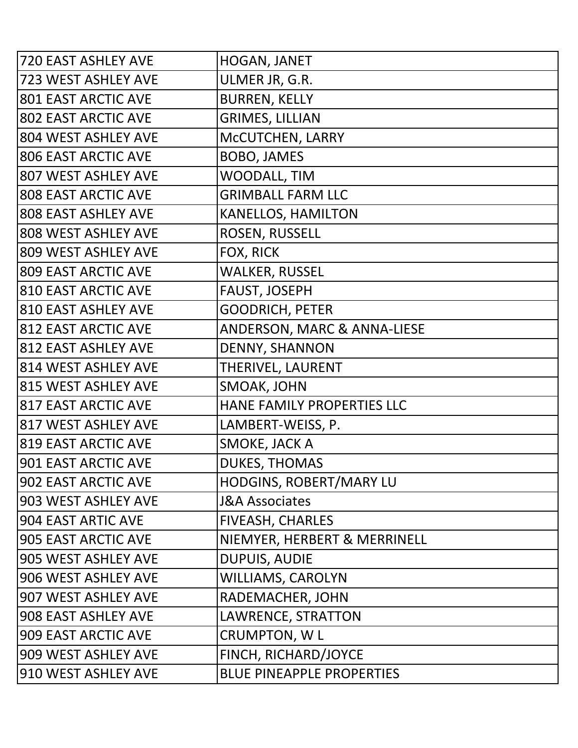| 720 EAST ASHLEY AVE | HOGAN, JANET |
|---|---|
| 723 WEST ASHLEY AVE | ULMER JR, G.R. |
| 801 EAST ARCTIC AVE | BURREN, KELLY |
| 802 EAST ARCTIC AVE | GRIMES, LILLIAN |
| 804 WEST ASHLEY AVE | McCUTCHEN, LARRY |
| 806 EAST ARCTIC AVE | BOBO, JAMES |
| 807 WEST ASHLEY AVE | WOODALL, TIM |
| 808 EAST ARCTIC AVE | GRIMBALL FARM LLC |
| 808 EAST ASHLEY AVE | KANELLOS, HAMILTON |
| 808 WEST ASHLEY AVE | ROSEN, RUSSELL |
| 809 WEST ASHLEY AVE | FOX, RICK |
| 809 EAST ARCTIC AVE | WALKER, RUSSEL |
| 810 EAST ARCTIC AVE | FAUST, JOSEPH |
| 810 EAST ASHLEY AVE | GOODRICH, PETER |
| 812 EAST ARCTIC AVE | ANDERSON, MARC & ANNA-LIESE |
| 812 EAST ASHLEY AVE | DENNY, SHANNON |
| 814 WEST ASHLEY AVE | THERIVEL, LAURENT |
| 815 WEST ASHLEY AVE | SMOAK, JOHN |
| 817 EAST ARCTIC AVE | HANE FAMILY PROPERTIES LLC |
| 817 WEST ASHLEY AVE | LAMBERT-WEISS, P. |
| 819 EAST ARCTIC AVE | SMOKE, JACK A |
| 901 EAST ARCTIC AVE | DUKES, THOMAS |
| 902 EAST ARCTIC AVE | HODGINS, ROBERT/MARY LU |
| 903 WEST ASHLEY AVE | J&A Associates |
| 904 EAST ARTIC AVE | FIVEASH, CHARLES |
| 905 EAST ARCTIC AVE | NIEMYER, HERBERT & MERRINELL |
| 905 WEST ASHLEY AVE | DUPUIS, AUDIE |
| 906 WEST ASHLEY AVE | WILLIAMS, CAROLYN |
| 907 WEST ASHLEY AVE | RADEMACHER, JOHN |
| 908 EAST ASHLEY AVE | LAWRENCE, STRATTON |
| 909 EAST ARCTIC AVE | CRUMPTON, W L |
| 909 WEST ASHLEY AVE | FINCH, RICHARD/JOYCE |
| 910 WEST ASHLEY AVE | BLUE PINEAPPLE PROPERTIES |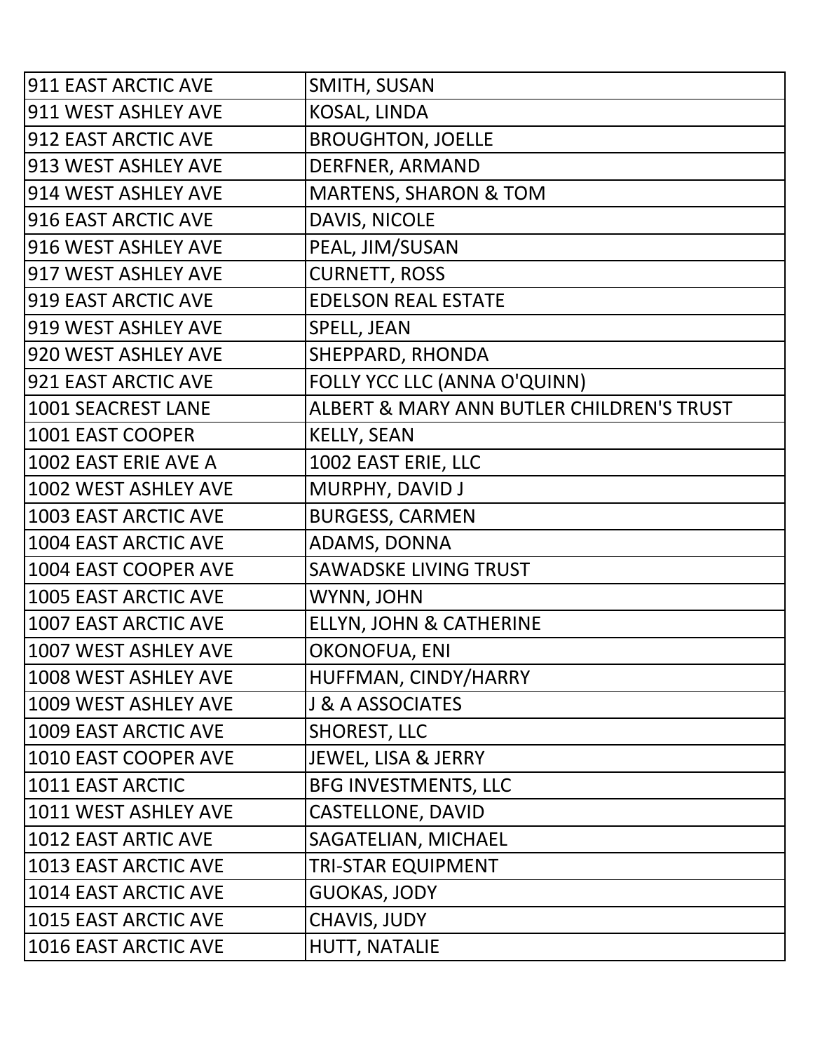| | |
|---|---|
| 911 EAST ARCTIC AVE | SMITH, SUSAN |
| 911 WEST ASHLEY AVE | KOSAL, LINDA |
| 912 EAST ARCTIC AVE | BROUGHTON, JOELLE |
| 913 WEST ASHLEY AVE | DERFNER, ARMAND |
| 914 WEST ASHLEY AVE | MARTENS, SHARON & TOM |
| 916 EAST ARCTIC AVE | DAVIS, NICOLE |
| 916 WEST ASHLEY AVE | PEAL, JIM/SUSAN |
| 917 WEST ASHLEY AVE | CURNETT, ROSS |
| 919 EAST ARCTIC AVE | EDELSON REAL ESTATE |
| 919 WEST ASHLEY AVE | SPELL, JEAN |
| 920 WEST ASHLEY AVE | SHEPPARD, RHONDA |
| 921 EAST ARCTIC AVE | FOLLY YCC LLC (ANNA O'QUINN) |
| 1001 SEACREST LANE | ALBERT & MARY ANN BUTLER CHILDREN'S TRUST |
| 1001 EAST COOPER | KELLY, SEAN |
| 1002 EAST ERIE AVE A | 1002 EAST ERIE, LLC |
| 1002 WEST ASHLEY AVE | MURPHY, DAVID J |
| 1003 EAST ARCTIC AVE | BURGESS, CARMEN |
| 1004 EAST ARCTIC AVE | ADAMS, DONNA |
| 1004 EAST COOPER AVE | SAWADSKE LIVING TRUST |
| 1005 EAST ARCTIC AVE | WYNN, JOHN |
| 1007 EAST ARCTIC AVE | ELLYN, JOHN & CATHERINE |
| 1007 WEST ASHLEY AVE | OKONOFUA, ENI |
| 1008 WEST ASHLEY AVE | HUFFMAN, CINDY/HARRY |
| 1009 WEST ASHLEY AVE | J & A ASSOCIATES |
| 1009 EAST ARCTIC AVE | SHOREST, LLC |
| 1010 EAST COOPER AVE | JEWEL, LISA & JERRY |
| 1011 EAST ARCTIC | BFG INVESTMENTS, LLC |
| 1011 WEST ASHLEY AVE | CASTELLONE, DAVID |
| 1012 EAST ARTIC AVE | SAGATELIAN, MICHAEL |
| 1013 EAST ARCTIC AVE | TRI-STAR EQUIPMENT |
| 1014 EAST ARCTIC AVE | GUOKAS, JODY |
| 1015 EAST ARCTIC AVE | CHAVIS, JUDY |
| 1016 EAST ARCTIC AVE | HUTT, NATALIE |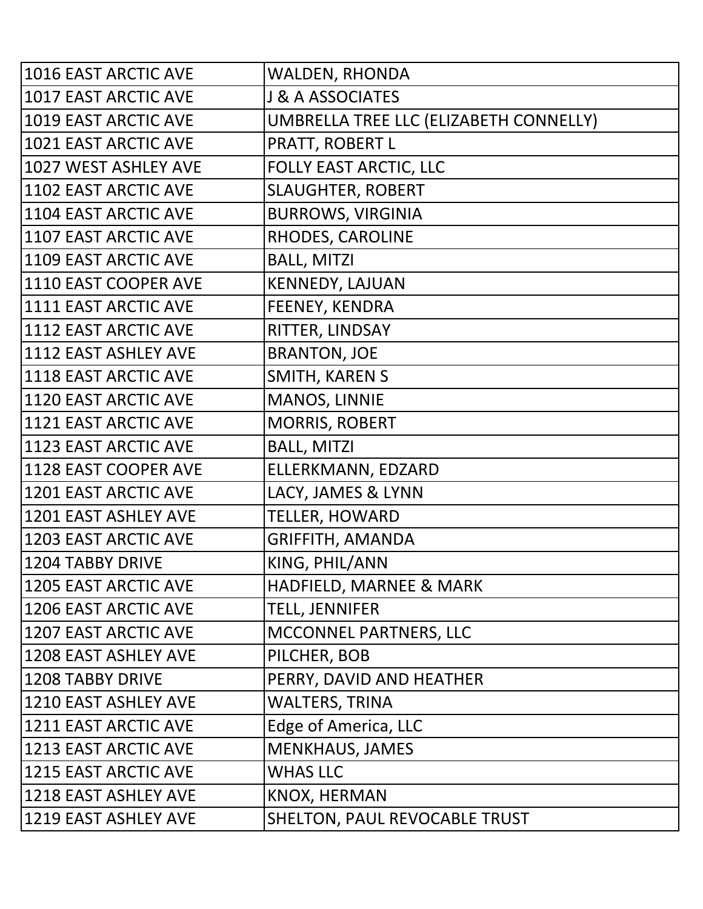| | |
|---|---|
| 1016 EAST ARCTIC AVE | WALDEN, RHONDA |
| 1017 EAST ARCTIC AVE | J & A ASSOCIATES |
| 1019 EAST ARCTIC AVE | UMBRELLA TREE LLC (ELIZABETH CONNELLY) |
| 1021 EAST ARCTIC AVE | PRATT, ROBERT L |
| 1027 WEST ASHLEY AVE | FOLLY EAST ARCTIC, LLC |
| 1102 EAST ARCTIC AVE | SLAUGHTER, ROBERT |
| 1104 EAST ARCTIC AVE | BURROWS, VIRGINIA |
| 1107 EAST ARCTIC AVE | RHODES, CAROLINE |
| 1109 EAST ARCTIC AVE | BALL, MITZI |
| 1110 EAST COOPER AVE | KENNEDY, LAJUAN |
| 1111 EAST ARCTIC AVE | FEENEY, KENDRA |
| 1112 EAST ARCTIC AVE | RITTER, LINDSAY |
| 1112 EAST ASHLEY AVE | BRANTON, JOE |
| 1118 EAST ARCTIC AVE | SMITH, KAREN S |
| 1120 EAST ARCTIC AVE | MANOS, LINNIE |
| 1121 EAST ARCTIC AVE | MORRIS, ROBERT |
| 1123 EAST ARCTIC AVE | BALL, MITZI |
| 1128 EAST COOPER AVE | ELLERKMANN, EDZARD |
| 1201 EAST ARCTIC AVE | LACY, JAMES & LYNN |
| 1201 EAST ASHLEY AVE | TELLER, HOWARD |
| 1203 EAST ARCTIC AVE | GRIFFITH, AMANDA |
| 1204 TABBY DRIVE | KING, PHIL/ANN |
| 1205 EAST ARCTIC AVE | HADFIELD, MARNEE & MARK |
| 1206 EAST ARCTIC AVE | TELL, JENNIFER |
| 1207 EAST ARCTIC AVE | MCCONNEL PARTNERS, LLC |
| 1208 EAST ASHLEY AVE | PILCHER, BOB |
| 1208 TABBY DRIVE | PERRY, DAVID AND HEATHER |
| 1210 EAST ASHLEY AVE | WALTERS, TRINA |
| 1211 EAST ARCTIC AVE | Edge of America, LLC |
| 1213 EAST ARCTIC AVE | MENKHAUS, JAMES |
| 1215 EAST ARCTIC AVE | WHAS LLC |
| 1218 EAST ASHLEY AVE | KNOX, HERMAN |
| 1219 EAST ASHLEY AVE | SHELTON, PAUL REVOCABLE TRUST |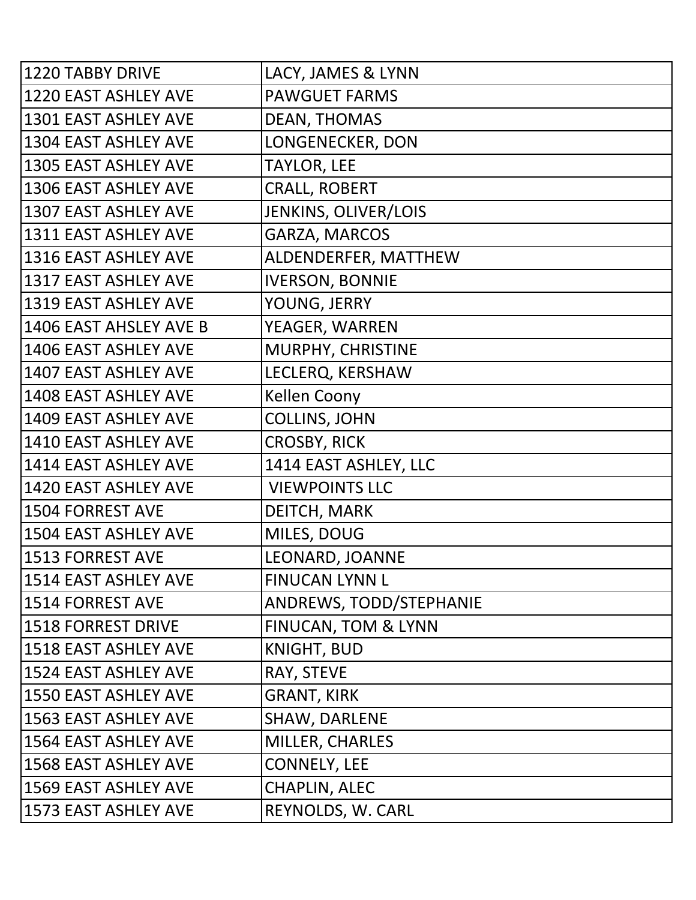| | |
|---|---|
| 1220 TABBY DRIVE | LACY, JAMES & LYNN |
| 1220 EAST ASHLEY AVE | PAWGUET FARMS |
| 1301 EAST ASHLEY AVE | DEAN, THOMAS |
| 1304 EAST ASHLEY AVE | LONGENECKER, DON |
| 1305 EAST ASHLEY AVE | TAYLOR, LEE |
| 1306 EAST ASHLEY AVE | CRALL, ROBERT |
| 1307 EAST ASHLEY AVE | JENKINS, OLIVER/LOIS |
| 1311 EAST ASHLEY AVE | GARZA, MARCOS |
| 1316 EAST ASHLEY AVE | ALDENDERFER, MATTHEW |
| 1317 EAST ASHLEY AVE | IVERSON, BONNIE |
| 1319 EAST ASHLEY AVE | YOUNG, JERRY |
| 1406 EAST AHSLEY AVE B | YEAGER, WARREN |
| 1406 EAST ASHLEY AVE | MURPHY, CHRISTINE |
| 1407 EAST ASHLEY AVE | LECLERQ, KERSHAW |
| 1408 EAST ASHLEY AVE | Kellen Coony |
| 1409 EAST ASHLEY AVE | COLLINS, JOHN |
| 1410 EAST ASHLEY AVE | CROSBY, RICK |
| 1414 EAST ASHLEY AVE | 1414 EAST ASHLEY, LLC |
| 1420 EAST ASHLEY AVE | VIEWPOINTS LLC |
| 1504 FORREST AVE | DEITCH, MARK |
| 1504 EAST ASHLEY AVE | MILES, DOUG |
| 1513 FORREST AVE | LEONARD, JOANNE |
| 1514 EAST ASHLEY AVE | FINUCAN LYNN L |
| 1514 FORREST AVE | ANDREWS, TODD/STEPHANIE |
| 1518 FORREST DRIVE | FINUCAN, TOM & LYNN |
| 1518 EAST ASHLEY AVE | KNIGHT, BUD |
| 1524 EAST ASHLEY AVE | RAY, STEVE |
| 1550 EAST ASHLEY AVE | GRANT, KIRK |
| 1563 EAST ASHLEY AVE | SHAW, DARLENE |
| 1564 EAST ASHLEY AVE | MILLER, CHARLES |
| 1568 EAST ASHLEY AVE | CONNELY, LEE |
| 1569 EAST ASHLEY AVE | CHAPLIN, ALEC |
| 1573 EAST ASHLEY AVE | REYNOLDS, W. CARL |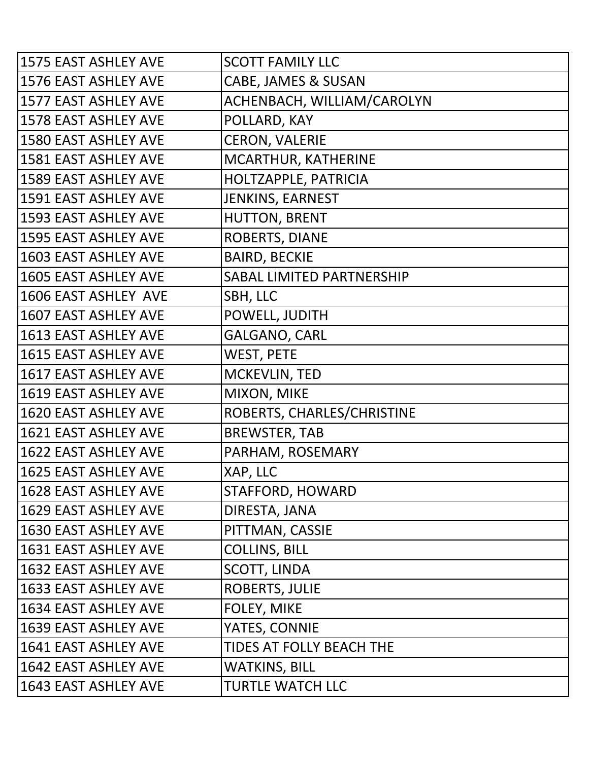| 1575 EAST ASHLEY AVE | SCOTT FAMILY LLC |
|---|---|
| 1576 EAST ASHLEY AVE | CABE, JAMES & SUSAN |
| 1577 EAST ASHLEY AVE | ACHENBACH, WILLIAM/CAROLYN |
| 1578 EAST ASHLEY AVE | POLLARD, KAY |
| 1580 EAST ASHLEY AVE | CERON, VALERIE |
| 1581 EAST ASHLEY AVE | MCARTHUR, KATHERINE |
| 1589 EAST ASHLEY AVE | HOLTZAPPLE, PATRICIA |
| 1591 EAST ASHLEY AVE | JENKINS, EARNEST |
| 1593 EAST ASHLEY AVE | HUTTON, BRENT |
| 1595 EAST ASHLEY AVE | ROBERTS, DIANE |
| 1603 EAST ASHLEY AVE | BAIRD, BECKIE |
| 1605 EAST ASHLEY AVE | SABAL LIMITED PARTNERSHIP |
| 1606 EAST ASHLEY AVE | SBH, LLC |
| 1607 EAST ASHLEY AVE | POWELL, JUDITH |
| 1613 EAST ASHLEY AVE | GALGANO, CARL |
| 1615 EAST ASHLEY AVE | WEST, PETE |
| 1617 EAST ASHLEY AVE | MCKEVLIN, TED |
| 1619 EAST ASHLEY AVE | MIXON, MIKE |
| 1620 EAST ASHLEY AVE | ROBERTS, CHARLES/CHRISTINE |
| 1621 EAST ASHLEY AVE | BREWSTER, TAB |
| 1622 EAST ASHLEY AVE | PARHAM, ROSEMARY |
| 1625 EAST ASHLEY AVE | XAP, LLC |
| 1628 EAST ASHLEY AVE | STAFFORD, HOWARD |
| 1629 EAST ASHLEY AVE | DIRESTA, JANA |
| 1630 EAST ASHLEY AVE | PITTMAN, CASSIE |
| 1631 EAST ASHLEY AVE | COLLINS, BILL |
| 1632 EAST ASHLEY AVE | SCOTT, LINDA |
| 1633 EAST ASHLEY AVE | ROBERTS, JULIE |
| 1634 EAST ASHLEY AVE | FOLEY, MIKE |
| 1639 EAST ASHLEY AVE | YATES, CONNIE |
| 1641 EAST ASHLEY AVE | TIDES AT FOLLY BEACH THE |
| 1642 EAST ASHLEY AVE | WATKINS, BILL |
| 1643 EAST ASHLEY AVE | TURTLE WATCH LLC |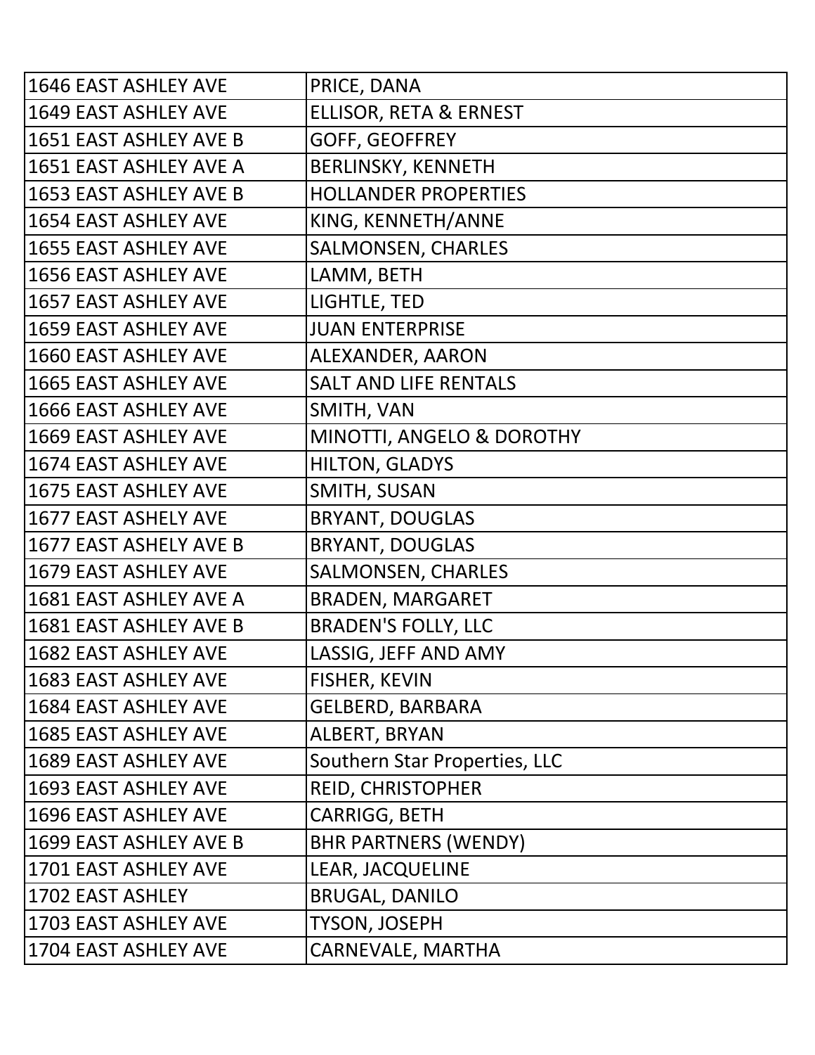| | |
|---|---|
| 1646 EAST ASHLEY AVE | PRICE, DANA |
| 1649 EAST ASHLEY AVE | ELLISOR, RETA & ERNEST |
| 1651 EAST ASHLEY AVE B | GOFF, GEOFFREY |
| 1651 EAST ASHLEY AVE A | BERLINSKY, KENNETH |
| 1653 EAST ASHLEY AVE B | HOLLANDER PROPERTIES |
| 1654 EAST ASHLEY AVE | KING, KENNETH/ANNE |
| 1655 EAST ASHLEY AVE | SALMONSEN, CHARLES |
| 1656 EAST ASHLEY AVE | LAMM, BETH |
| 1657 EAST ASHLEY AVE | LIGHTLE, TED |
| 1659 EAST ASHLEY AVE | JUAN ENTERPRISE |
| 1660 EAST ASHLEY AVE | ALEXANDER, AARON |
| 1665 EAST ASHLEY AVE | SALT AND LIFE RENTALS |
| 1666 EAST ASHLEY AVE | SMITH, VAN |
| 1669 EAST ASHLEY AVE | MINOTTI, ANGELO & DOROTHY |
| 1674 EAST ASHLEY AVE | HILTON, GLADYS |
| 1675 EAST ASHLEY AVE | SMITH, SUSAN |
| 1677 EAST ASHELY AVE | BRYANT, DOUGLAS |
| 1677 EAST ASHELY AVE B | BRYANT, DOUGLAS |
| 1679 EAST ASHLEY AVE | SALMONSEN, CHARLES |
| 1681 EAST ASHLEY AVE A | BRADEN, MARGARET |
| 1681 EAST ASHLEY AVE B | BRADEN'S FOLLY, LLC |
| 1682 EAST ASHLEY AVE | LASSIG, JEFF AND AMY |
| 1683 EAST ASHLEY AVE | FISHER, KEVIN |
| 1684 EAST ASHLEY AVE | GELBERD, BARBARA |
| 1685 EAST ASHLEY AVE | ALBERT, BRYAN |
| 1689 EAST ASHLEY AVE | Southern Star Properties, LLC |
| 1693 EAST ASHLEY AVE | REID, CHRISTOPHER |
| 1696 EAST ASHLEY AVE | CARRIGG, BETH |
| 1699 EAST ASHLEY AVE B | BHR PARTNERS (WENDY) |
| 1701 EAST ASHLEY AVE | LEAR, JACQUELINE |
| 1702 EAST ASHLEY | BRUGAL, DANILO |
| 1703 EAST ASHLEY AVE | TYSON, JOSEPH |
| 1704 EAST ASHLEY AVE | CARNEVALE, MARTHA |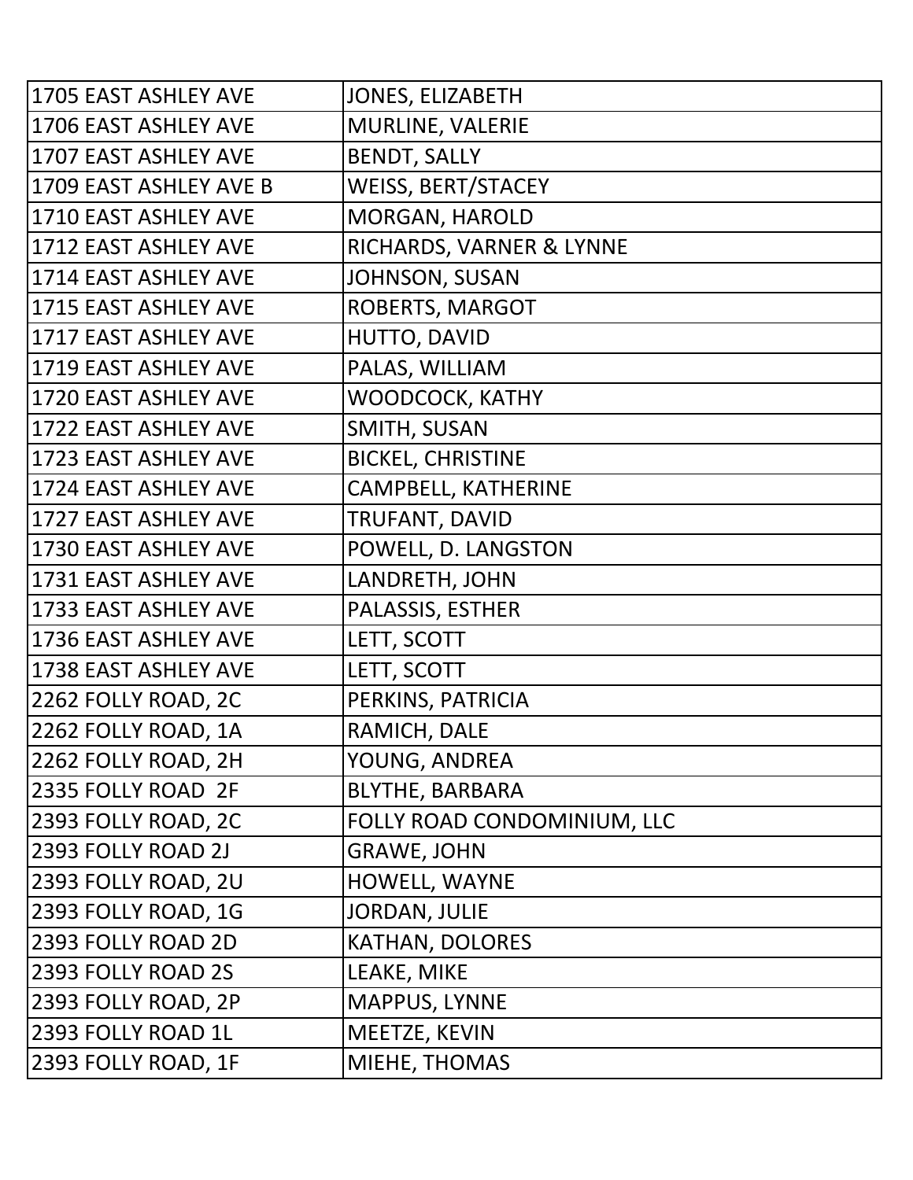| 1705 EAST ASHLEY AVE | JONES, ELIZABETH |
|---|---|
| 1706 EAST ASHLEY AVE | MURLINE, VALERIE |
| 1707 EAST ASHLEY AVE | BENDT, SALLY |
| 1709 EAST ASHLEY AVE B | WEISS, BERT/STACEY |
| 1710 EAST ASHLEY AVE | MORGAN, HAROLD |
| 1712 EAST ASHLEY AVE | RICHARDS, VARNER & LYNNE |
| 1714 EAST ASHLEY AVE | JOHNSON, SUSAN |
| 1715 EAST ASHLEY AVE | ROBERTS, MARGOT |
| 1717 EAST ASHLEY AVE | HUTTO, DAVID |
| 1719 EAST ASHLEY AVE | PALAS, WILLIAM |
| 1720 EAST ASHLEY AVE | WOODCOCK, KATHY |
| 1722 EAST ASHLEY AVE | SMITH, SUSAN |
| 1723 EAST ASHLEY AVE | BICKEL, CHRISTINE |
| 1724 EAST ASHLEY AVE | CAMPBELL, KATHERINE |
| 1727 EAST ASHLEY AVE | TRUFANT, DAVID |
| 1730 EAST ASHLEY AVE | POWELL, D. LANGSTON |
| 1731 EAST ASHLEY AVE | LANDRETH, JOHN |
| 1733 EAST ASHLEY AVE | PALASSIS, ESTHER |
| 1736 EAST ASHLEY AVE | LETT, SCOTT |
| 1738 EAST ASHLEY AVE | LETT, SCOTT |
| 2262 FOLLY ROAD, 2C | PERKINS, PATRICIA |
| 2262 FOLLY ROAD, 1A | RAMICH, DALE |
| 2262 FOLLY ROAD, 2H | YOUNG, ANDREA |
| 2335 FOLLY ROAD 2F | BLYTHE, BARBARA |
| 2393 FOLLY ROAD, 2C | FOLLY ROAD CONDOMINIUM, LLC |
| 2393 FOLLY ROAD 2J | GRAWE, JOHN |
| 2393 FOLLY ROAD, 2U | HOWELL, WAYNE |
| 2393 FOLLY ROAD, 1G | JORDAN, JULIE |
| 2393 FOLLY ROAD 2D | KATHAN, DOLORES |
| 2393 FOLLY ROAD 2S | LEAKE, MIKE |
| 2393 FOLLY ROAD, 2P | MAPPUS, LYNNE |
| 2393 FOLLY ROAD 1L | MEETZE, KEVIN |
| 2393 FOLLY ROAD, 1F | MIEHE, THOMAS |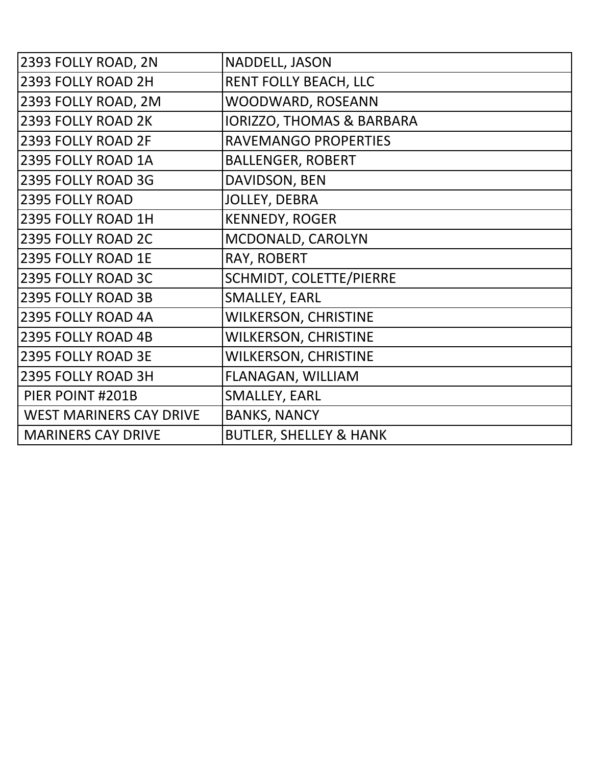| | |
|---|---|
| 2393 FOLLY ROAD, 2N | NADDELL, JASON |
| 2393 FOLLY ROAD 2H | RENT FOLLY BEACH, LLC |
| 2393 FOLLY ROAD, 2M | WOODWARD, ROSEANN |
| 2393 FOLLY ROAD 2K | IORIZZO, THOMAS & BARBARA |
| 2393 FOLLY ROAD 2F | RAVEMANGO PROPERTIES |
| 2395 FOLLY ROAD 1A | BALLENGER, ROBERT |
| 2395 FOLLY ROAD 3G | DAVIDSON, BEN |
| 2395 FOLLY ROAD | JOLLEY, DEBRA |
| 2395 FOLLY ROAD 1H | KENNEDY, ROGER |
| 2395 FOLLY ROAD 2C | MCDONALD, CAROLYN |
| 2395 FOLLY ROAD 1E | RAY, ROBERT |
| 2395 FOLLY ROAD 3C | SCHMIDT, COLETTE/PIERRE |
| 2395 FOLLY ROAD 3B | SMALLEY, EARL |
| 2395 FOLLY ROAD 4A | WILKERSON, CHRISTINE |
| 2395 FOLLY ROAD 4B | WILKERSON, CHRISTINE |
| 2395 FOLLY ROAD 3E | WILKERSON, CHRISTINE |
| 2395 FOLLY ROAD 3H | FLANAGAN, WILLIAM |
| PIER POINT #201B | SMALLEY, EARL |
| WEST MARINERS CAY DRIVE | BANKS, NANCY |
| MARINERS CAY DRIVE | BUTLER, SHELLEY & HANK |